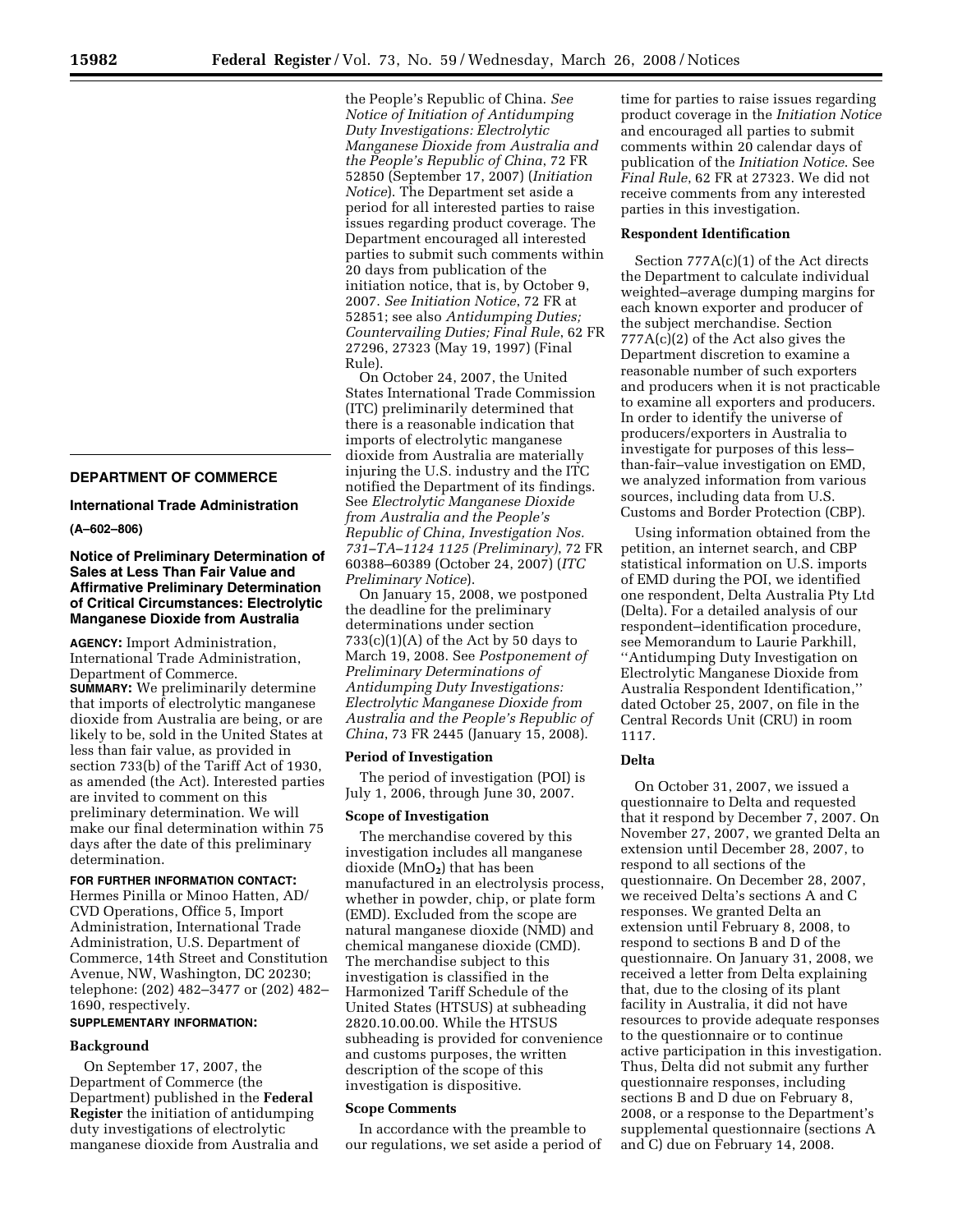## DEPARTMENT OF COMMERCE

### International Trade Administration

**(A–602–806)**

### Notice of Preliminary Determination of Sales at Less Than Fair Value and Affirmative Preliminary Determination of Critical Circumstances: Electrolytic Manganese Dioxide from Australia

**AGENCY:** Import Administration, International Trade Administration, Department of Commerce.

**SUMMARY:** We preliminarily determine that imports of electrolytic manganese dioxide from Australia are being, or are likely to be, sold in the United States at less than fair value, as provided in section 733(b) of the Tariff Act of 1930, as amended (the Act). Interested parties are invited to comment on this preliminary determination. We will make our final determination within 75 days after the date of this preliminary determination.

**FOR FURTHER INFORMATION CONTACT:** Hermes Pinilla or Minoo Hatten, AD/CVD Operations, Office 5, Import Administration, International Trade Administration, U.S. Department of Commerce, 14th Street and Constitution Avenue, NW, Washington, DC 20230; telephone: (202) 482–3477 or (202) 482–1690, respectively.

**SUPPLEMENTARY INFORMATION:**

#### Background

On September 17, 2007, the Department of Commerce (the Department) published in the **Federal Register** the initiation of antidumping duty investigations of electrolytic manganese dioxide from Australia and the People's Republic of China. *See Notice of Initiation of Antidumping Duty Investigations: Electrolytic Manganese Dioxide from Australia and the People's Republic of China*, 72 FR 52850 (September 17, 2007) (*Initiation Notice*). The Department set aside a period for all interested parties to raise issues regarding product coverage. The Department encouraged all interested parties to submit such comments within 20 days from publication of the initiation notice, that is, by October 9, 2007. *See Initiation Notice*, 72 FR at 52851; see also *Antidumping Duties; Countervailing Duties; Final Rule*, 62 FR 27296, 27323 (May 19, 1997) (Final Rule).

On October 24, 2007, the United States International Trade Commission (ITC) preliminarily determined that there is a reasonable indication that imports of electrolytic manganese dioxide from Australia are materially injuring the U.S. industry and the ITC notified the Department of its findings. See *Electrolytic Manganese Dioxide from Australia and the People's Republic of China, Investigation Nos. 731–TA–1124 1125 (Preliminary)*, 72 FR 60388–60389 (October 24, 2007) (*ITC Preliminary Notice*).

On January 15, 2008, we postponed the deadline for the preliminary determinations under section 733(c)(1)(A) of the Act by 50 days to March 19, 2008. See *Postponement of Preliminary Determinations of Antidumping Duty Investigations: Electrolytic Manganese Dioxide from Australia and the People's Republic of China*, 73 FR 2445 (January 15, 2008).

#### Period of Investigation

The period of investigation (POI) is July 1, 2006, through June 30, 2007.

#### Scope of Investigation

The merchandise covered by this investigation includes all manganese dioxide ($MnO_2$) that has been manufactured in an electrolysis process, whether in powder, chip, or plate form (EMD). Excluded from the scope are natural manganese dioxide (NMD) and chemical manganese dioxide (CMD). The merchandise subject to this investigation is classified in the Harmonized Tariff Schedule of the United States (HTSUS) at subheading 2820.10.00.00. While the HTSUS subheading is provided for convenience and customs purposes, the written description of the scope of this investigation is dispositive.

#### Scope Comments

In accordance with the preamble to our regulations, we set aside a period of time for parties to raise issues regarding product coverage in the *Initiation Notice* and encouraged all parties to submit comments within 20 calendar days of publication of the *Initiation Notice*. See *Final Rule*, 62 FR at 27323. We did not receive comments from any interested parties in this investigation.

#### Respondent Identification

Section 777A(c)(1) of the Act directs the Department to calculate individual weighted–average dumping margins for each known exporter and producer of the subject merchandise. Section 777A(c)(2) of the Act also gives the Department discretion to examine a reasonable number of such exporters and producers when it is not practicable to examine all exporters and producers. In order to identify the universe of producers/exporters in Australia to investigate for purposes of this less–than–fair–value investigation on EMD, we analyzed information from various sources, including data from U.S. Customs and Border Protection (CBP).

Using information obtained from the petition, an internet search, and CBP statistical information on U.S. imports of EMD during the POI, we identified one respondent, Delta Australia Pty Ltd (Delta). For a detailed analysis of our respondent–identification procedure, see Memorandum to Laurie Parkhill, ''Antidumping Duty Investigation on Electrolytic Manganese Dioxide from Australia Respondent Identification,'' dated October 25, 2007, on file in the Central Records Unit (CRU) in room 1117.

#### Delta

On October 31, 2007, we issued a questionnaire to Delta and requested that it respond by December 7, 2007. On November 27, 2007, we granted Delta an extension until December 28, 2007, to respond to all sections of the questionnaire. On December 28, 2007, we received Delta's sections A and C responses. We granted Delta an extension until February 8, 2008, to respond to sections B and D of the questionnaire. On January 31, 2008, we received a letter from Delta explaining that, due to the closing of its plant facility in Australia, it did not have resources to provide adequate responses to the questionnaire or to continue active participation in this investigation. Thus, Delta did not submit any further questionnaire responses, including sections B and D due on February 8, 2008, or a response to the Department's supplemental questionnaire (sections A and C) due on February 14, 2008.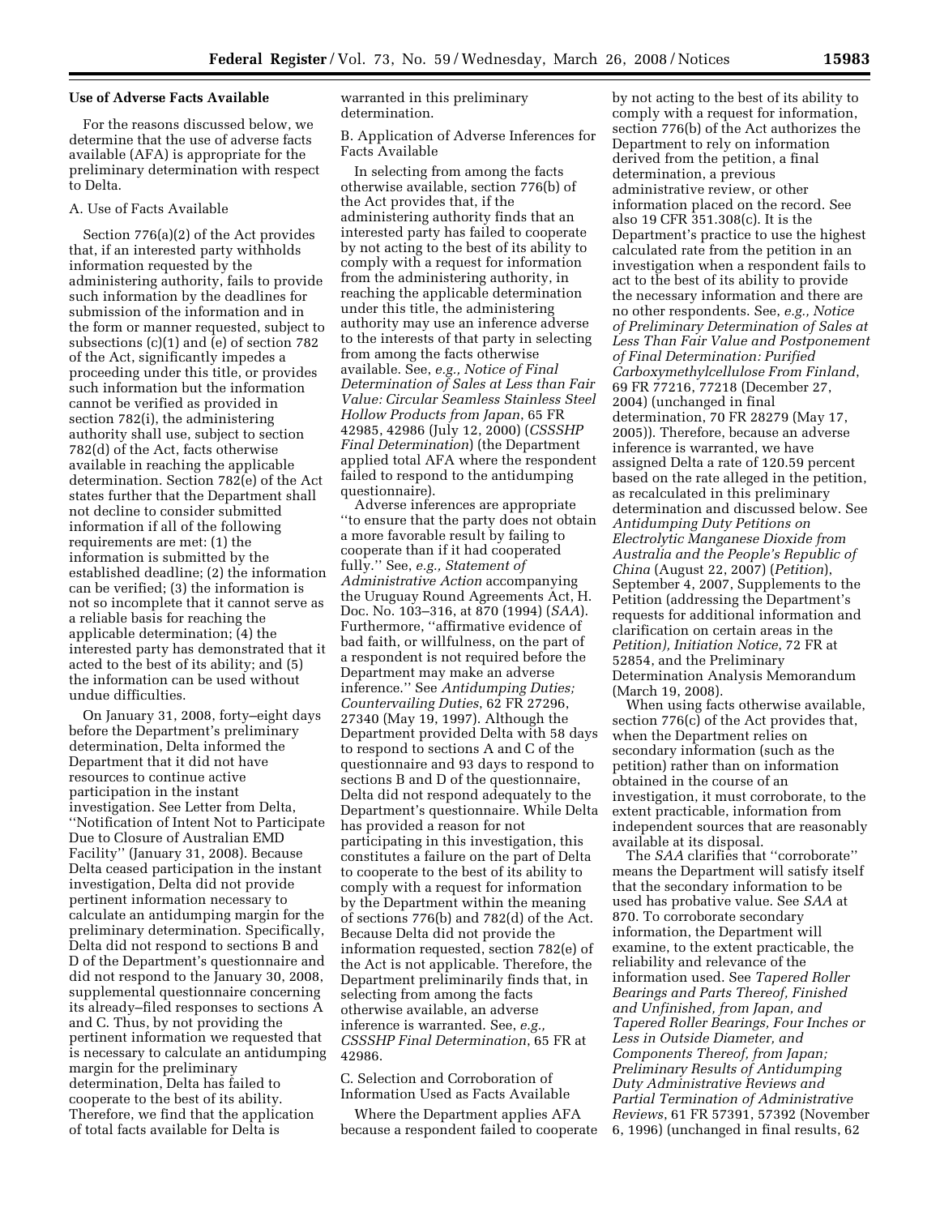**Use of Adverse Facts Available**

For the reasons discussed below, we determine that the use of adverse facts available (AFA) is appropriate for the preliminary determination with respect to Delta.

A. Use of Facts Available

Section 776(a)(2) of the Act provides that, if an interested party withholds information requested by the administering authority, fails to provide such information by the deadlines for submission of the information and in the form or manner requested, subject to subsections (c)(1) and (e) of section 782 of the Act, significantly impedes a proceeding under this title, or provides such information but the information cannot be verified as provided in section 782(i), the administering authority shall use, subject to section 782(d) of the Act, facts otherwise available in reaching the applicable determination. Section 782(e) of the Act states further that the Department shall not decline to consider submitted information if all of the following requirements are met: (1) the information is submitted by the established deadline; (2) the information can be verified; (3) the information is not so incomplete that it cannot serve as a reliable basis for reaching the applicable determination; (4) the interested party has demonstrated that it acted to the best of its ability; and (5) the information can be used without undue difficulties.

On January 31, 2008, forty–eight days before the Department's preliminary determination, Delta informed the Department that it did not have resources to continue active participation in the instant investigation. See Letter from Delta, ''Notification of Intent Not to Participate Due to Closure of Australian EMD Facility'' (January 31, 2008). Because Delta ceased participation in the instant investigation, Delta did not provide pertinent information necessary to calculate an antidumping margin for the preliminary determination. Specifically, Delta did not respond to sections B and D of the Department's questionnaire and did not respond to the January 30, 2008, supplemental questionnaire concerning its already–filed responses to sections A and C. Thus, by not providing the pertinent information we requested that is necessary to calculate an antidumping margin for the preliminary determination, Delta has failed to cooperate to the best of its ability. Therefore, we find that the application of total facts available for Delta is warranted in this preliminary determination.

B. Application of Adverse Inferences for Facts Available

In selecting from among the facts otherwise available, section 776(b) of the Act provides that, if the administering authority finds that an interested party has failed to cooperate by not acting to the best of its ability to comply with a request for information from the administering authority, in reaching the applicable determination under this title, the administering authority may use an inference adverse to the interests of that party in selecting from among the facts otherwise available. See, *e.g., Notice of Final Determination of Sales at Less than Fair Value: Circular Seamless Stainless Steel Hollow Products from Japan*, 65 FR 42985, 42986 (July 12, 2000) (*CSSSHP Final Determination*) (the Department applied total AFA where the respondent failed to respond to the antidumping questionnaire).

Adverse inferences are appropriate ''to ensure that the party does not obtain a more favorable result by failing to cooperate than if it had cooperated fully.'' See, *e.g., Statement of Administrative Action* accompanying the Uruguay Round Agreements Act, H. Doc. No. 103–316, at 870 (1994) (*SAA*). Furthermore, ''affirmative evidence of bad faith, or willfulness, on the part of a respondent is not required before the Department may make an adverse inference.'' See *Antidumping Duties; Countervailing Duties*, 62 FR 27296, 27340 (May 19, 1997). Although the Department provided Delta with 58 days to respond to sections A and C of the questionnaire and 93 days to respond to sections B and D of the questionnaire, Delta did not respond adequately to the Department's questionnaire. While Delta has provided a reason for not participating in this investigation, this constitutes a failure on the part of Delta to cooperate to the best of its ability to comply with a request for information by the Department within the meaning of sections 776(b) and 782(d) of the Act. Because Delta did not provide the information requested, section 782(e) of the Act is not applicable. Therefore, the Department preliminarily finds that, in selecting from among the facts otherwise available, an adverse inference is warranted. See, *e.g., CSSSHP Final Determination*, 65 FR at 42986.

C. Selection and Corroboration of Information Used as Facts Available

Where the Department applies AFA because a respondent failed to cooperate by not acting to the best of its ability to comply with a request for information, section 776(b) of the Act authorizes the Department to rely on information derived from the petition, a final determination, a previous administrative review, or other information placed on the record. See also 19 CFR 351.308(c). It is the Department's practice to use the highest calculated rate from the petition in an investigation when a respondent fails to act to the best of its ability to provide the necessary information and there are no other respondents. See, *e.g., Notice of Preliminary Determination of Sales at Less Than Fair Value and Postponement of Final Determination: Purified Carboxymethylcellulose From Finland*, 69 FR 77216, 77218 (December 27, 2004) (unchanged in final determination, 70 FR 28279 (May 17, 2005)). Therefore, because an adverse inference is warranted, we have assigned Delta a rate of 120.59 percent based on the rate alleged in the petition, as recalculated in this preliminary determination and discussed below. See *Antidumping Duty Petitions on Electrolytic Manganese Dioxide from Australia and the People's Republic of China* (August 22, 2007) (*Petition*), September 4, 2007, Supplements to the Petition (addressing the Department's requests for additional information and clarification on certain areas in the *Petition), Initiation Notice*, 72 FR at 52854, and the Preliminary Determination Analysis Memorandum (March 19, 2008).

When using facts otherwise available, section 776(c) of the Act provides that, when the Department relies on secondary information (such as the petition) rather than on information obtained in the course of an investigation, it must corroborate, to the extent practicable, information from independent sources that are reasonably available at its disposal.

The *SAA* clarifies that ''corroborate'' means the Department will satisfy itself that the secondary information to be used has probative value. See *SAA* at 870. To corroborate secondary information, the Department will examine, to the extent practicable, the reliability and relevance of the information used. See *Tapered Roller Bearings and Parts Thereof, Finished and Unfinished, from Japan, and Tapered Roller Bearings, Four Inches or Less in Outside Diameter, and Components Thereof, from Japan; Preliminary Results of Antidumping Duty Administrative Reviews and Partial Termination of Administrative Reviews*, 61 FR 57391, 57392 (November 6, 1996) (unchanged in final results, 62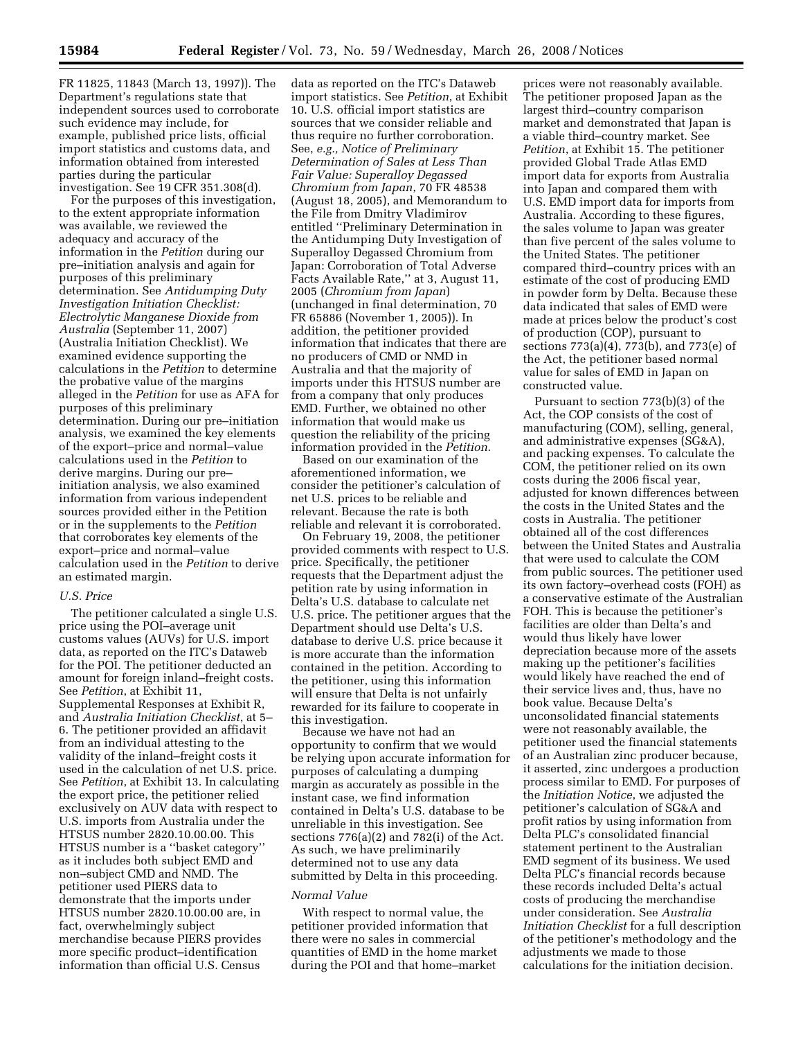FR 11825, 11843 (March 13, 1997)). The Department's regulations state that independent sources used to corroborate such evidence may include, for example, published price lists, official import statistics and customs data, and information obtained from interested parties during the particular investigation. See 19 CFR 351.308(d).

For the purposes of this investigation, to the extent appropriate information was available, we reviewed the adequacy and accuracy of the information in the *Petition* during our pre–initiation analysis and again for purposes of this preliminary determination. See *Antidumping Duty Investigation Initiation Checklist: Electrolytic Manganese Dioxide from Australia* (September 11, 2007) (Australia Initiation Checklist). We examined evidence supporting the calculations in the *Petition* to determine the probative value of the margins alleged in the *Petition* for use as AFA for purposes of this preliminary determination. During our pre–initiation analysis, we examined the key elements of the export–price and normal–value calculations used in the *Petition* to derive margins. During our pre–initiation analysis, we also examined information from various independent sources provided either in the Petition or in the supplements to the *Petition* that corroborates key elements of the export–price and normal–value calculation used in the *Petition* to derive an estimated margin.

*U.S. Price*

The petitioner calculated a single U.S. price using the POI–average unit customs values (AUVs) for U.S. import data, as reported on the ITC's Dataweb for the POI. The petitioner deducted an amount for foreign inland–freight costs. See *Petition*, at Exhibit 11, Supplemental Responses at Exhibit R, and *Australia Initiation Checklist*, at 5–6. The petitioner provided an affidavit from an individual attesting to the validity of the inland–freight costs it used in the calculation of net U.S. price. See *Petition*, at Exhibit 13. In calculating the export price, the petitioner relied exclusively on AUV data with respect to U.S. imports from Australia under the HTSUS number 2820.10.00.00. This HTSUS number is a ''basket category'' as it includes both subject EMD and non–subject CMD and NMD. The petitioner used PIERS data to demonstrate that the imports under HTSUS number 2820.10.00.00 are, in fact, overwhelmingly subject merchandise because PIERS provides more specific product–identification information than official U.S. Census data as reported on the ITC's Dataweb import statistics. See *Petition*, at Exhibit 10. U.S. official import statistics are sources that we consider reliable and thus require no further corroboration. See, *e.g., Notice of Preliminary Determination of Sales at Less Than Fair Value: Superalloy Degassed Chromium from Japan*, 70 FR 48538 (August 18, 2005), and Memorandum to the File from Dmitry Vladimirov entitled ''Preliminary Determination in the Antidumping Duty Investigation of Superalloy Degassed Chromium from Japan: Corroboration of Total Adverse Facts Available Rate,'' at 3, August 11, 2005 (*Chromium from Japan*) (unchanged in final determination, 70 FR 65886 (November 1, 2005)). In addition, the petitioner provided information that indicates that there are no producers of CMD or NMD in Australia and that the majority of imports under this HTSUS number are from a company that only produces EMD. Further, we obtained no other information that would make us question the reliability of the pricing information provided in the *Petition*.

Based on our examination of the aforementioned information, we consider the petitioner's calculation of net U.S. prices to be reliable and relevant. Because the rate is both reliable and relevant it is corroborated.

On February 19, 2008, the petitioner provided comments with respect to U.S. price. Specifically, the petitioner requests that the Department adjust the petition rate by using information in Delta's U.S. database to calculate net U.S. price. The petitioner argues that the Department should use Delta's U.S. database to derive U.S. price because it is more accurate than the information contained in the petition. According to the petitioner, using this information will ensure that Delta is not unfairly rewarded for its failure to cooperate in this investigation.

Because we have not had an opportunity to confirm that we would be relying upon accurate information for purposes of calculating a dumping margin as accurately as possible in the instant case, we find information contained in Delta's U.S. database to be unreliable in this investigation. See sections 776(a)(2) and 782(i) of the Act. As such, we have preliminarily determined not to use any data submitted by Delta in this proceeding.

*Normal Value*

With respect to normal value, the petitioner provided information that there were no sales in commercial quantities of EMD in the home market during the POI and that home–market prices were not reasonably available. The petitioner proposed Japan as the largest third–country comparison market and demonstrated that Japan is a viable third–country market. See *Petition*, at Exhibit 15. The petitioner provided Global Trade Atlas EMD import data for exports from Australia into Japan and compared them with U.S. EMD import data for imports from Australia. According to these figures, the sales volume to Japan was greater than five percent of the sales volume to the United States. The petitioner compared third–country prices with an estimate of the cost of producing EMD in powder form by Delta. Because these data indicated that sales of EMD were made at prices below the product's cost of production (COP), pursuant to sections 773(a)(4), 773(b), and 773(e) of the Act, the petitioner based normal value for sales of EMD in Japan on constructed value.

Pursuant to section 773(b)(3) of the Act, the COP consists of the cost of manufacturing (COM), selling, general, and administrative expenses (SG&A), and packing expenses. To calculate the COM, the petitioner relied on its own costs during the 2006 fiscal year, adjusted for known differences between the costs in the United States and the costs in Australia. The petitioner obtained all of the cost differences between the United States and Australia that were used to calculate the COM from public sources. The petitioner used its own factory–overhead costs (FOH) as a conservative estimate of the Australian FOH. This is because the petitioner's facilities are older than Delta's and would thus likely have lower depreciation because more of the assets making up the petitioner's facilities would likely have reached the end of their service lives and, thus, have no book value. Because Delta's unconsolidated financial statements were not reasonably available, the petitioner used the financial statements of an Australian zinc producer because, it asserted, zinc undergoes a production process similar to EMD. For purposes of the *Initiation Notice*, we adjusted the petitioner's calculation of SG&A and profit ratios by using information from Delta PLC's consolidated financial statement pertinent to the Australian EMD segment of its business. We used Delta PLC's financial records because these records included Delta's actual costs of producing the merchandise under consideration. See *Australia Initiation Checklist* for a full description of the petitioner's methodology and the adjustments we made to those calculations for the initiation decision.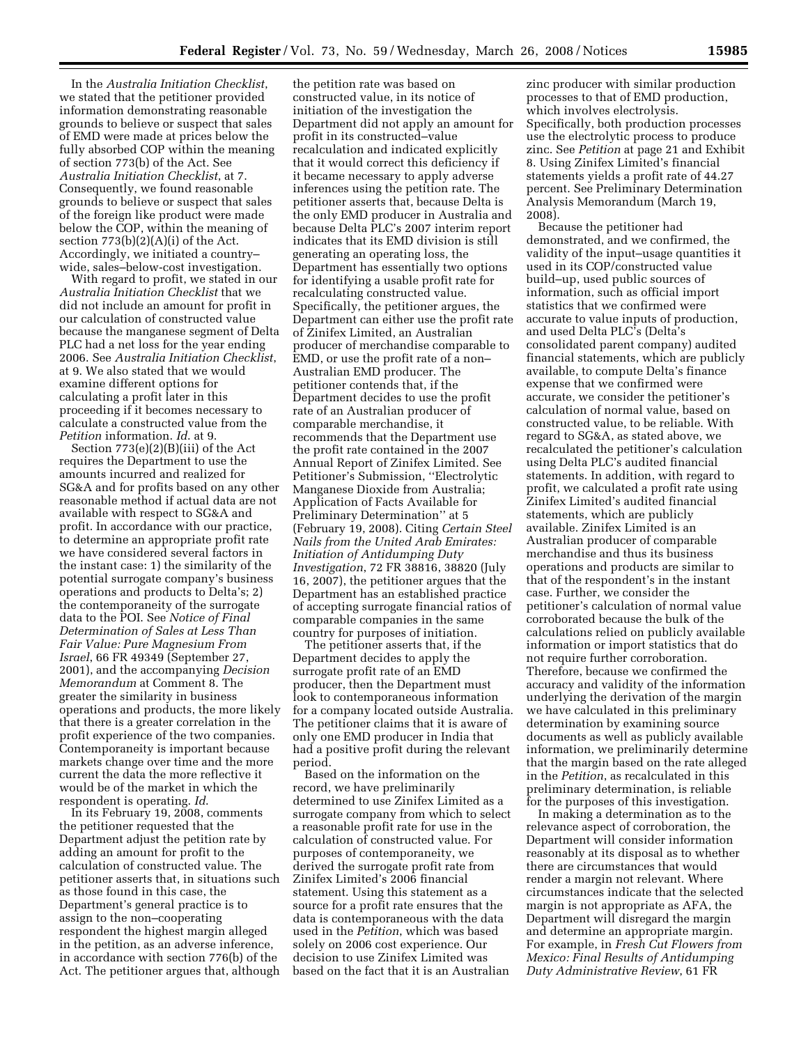In the *Australia Initiation Checklist*, we stated that the petitioner provided information demonstrating reasonable grounds to believe or suspect that sales of EMD were made at prices below the fully absorbed COP within the meaning of section 773(b) of the Act. See *Australia Initiation Checklist*, at 7. Consequently, we found reasonable grounds to believe or suspect that sales of the foreign like product were made below the COP, within the meaning of section 773(b)(2)(A)(i) of the Act. Accordingly, we initiated a country–wide, sales–below-cost investigation.

With regard to profit, we stated in our *Australia Initiation Checklist* that we did not include an amount for profit in our calculation of constructed value because the manganese segment of Delta PLC had a net loss for the year ending 2006. See *Australia Initiation Checklist*, at 9. We also stated that we would examine different options for calculating a profit later in this proceeding if it becomes necessary to calculate a constructed value from the *Petition* information. *Id.* at 9.

Section 773(e)(2)(B)(iii) of the Act requires the Department to use the amounts incurred and realized for SG&A and for profits based on any other reasonable method if actual data are not available with respect to SG&A and profit. In accordance with our practice, to determine an appropriate profit rate we have considered several factors in the instant case: 1) the similarity of the potential surrogate company's business operations and products to Delta's; 2) the contemporaneity of the surrogate data to the POI. See *Notice of Final Determination of Sales at Less Than Fair Value: Pure Magnesium From Israel*, 66 FR 49349 (September 27, 2001), and the accompanying *Decision Memorandum* at Comment 8. The greater the similarity in business operations and products, the more likely that there is a greater correlation in the profit experience of the two companies. Contemporaneity is important because markets change over time and the more current the data the more reflective it would be of the market in which the respondent is operating. *Id*.

In its February 19, 2008, comments the petitioner requested that the Department adjust the petition rate by adding an amount for profit to the calculation of constructed value. The petitioner asserts that, in situations such as those found in this case, the Department's general practice is to assign to the non–cooperating respondent the highest margin alleged in the petition, as an adverse inference, in accordance with section 776(b) of the Act. The petitioner argues that, although the petition rate was based on constructed value, in its notice of initiation of the investigation the Department did not apply an amount for profit in its constructed–value recalculation and indicated explicitly that it would correct this deficiency if it became necessary to apply adverse inferences using the petition rate. The petitioner asserts that, because Delta is the only EMD producer in Australia and because Delta PLC's 2007 interim report indicates that its EMD division is still generating an operating loss, the Department has essentially two options for identifying a usable profit rate for recalculating constructed value. Specifically, the petitioner argues, the Department can either use the profit rate of Zinifex Limited, an Australian producer of merchandise comparable to EMD, or use the profit rate of a non–Australian EMD producer. The petitioner contends that, if the Department decides to use the profit rate of an Australian producer of comparable merchandise, it recommends that the Department use the profit rate contained in the 2007 Annual Report of Zinifex Limited. See Petitioner's Submission, ''Electrolytic Manganese Dioxide from Australia; Application of Facts Available for Preliminary Determination'' at 5 (February 19, 2008). Citing *Certain Steel Nails from the United Arab Emirates: Initiation of Antidumping Duty Investigation*, 72 FR 38816, 38820 (July 16, 2007), the petitioner argues that the Department has an established practice of accepting surrogate financial ratios of comparable companies in the same country for purposes of initiation.

The petitioner asserts that, if the Department decides to apply the surrogate profit rate of an EMD producer, then the Department must look to contemporaneous information for a company located outside Australia. The petitioner claims that it is aware of only one EMD producer in India that had a positive profit during the relevant period.

Based on the information on the record, we have preliminarily determined to use Zinifex Limited as a surrogate company from which to select a reasonable profit rate for use in the calculation of constructed value. For purposes of contemporaneity, we derived the surrogate profit rate from Zinifex Limited's 2006 financial statement. Using this statement as a source for a profit rate ensures that the data is contemporaneous with the data used in the *Petition*, which was based solely on 2006 cost experience. Our decision to use Zinifex Limited was based on the fact that it is an Australian zinc producer with similar production processes to that of EMD production, which involves electrolysis. Specifically, both production processes use the electrolytic process to produce zinc. See *Petition* at page 21 and Exhibit 8. Using Zinifex Limited's financial statements yields a profit rate of 44.27 percent. See Preliminary Determination Analysis Memorandum (March 19, 2008).

Because the petitioner had demonstrated, and we confirmed, the validity of the input–usage quantities it used in its COP/constructed value build–up, used public sources of information, such as official import statistics that we confirmed were accurate to value inputs of production, and used Delta PLC's (Delta's consolidated parent company) audited financial statements, which are publicly available, to compute Delta's finance expense that we confirmed were accurate, we consider the petitioner's calculation of normal value, based on constructed value, to be reliable. With regard to SG&A, as stated above, we recalculated the petitioner's calculation using Delta PLC's audited financial statements. In addition, with regard to profit, we calculated a profit rate using Zinifex Limited's audited financial statements, which are publicly available. Zinifex Limited is an Australian producer of comparable merchandise and thus its business operations and products are similar to that of the respondent's in the instant case. Further, we consider the petitioner's calculation of normal value corroborated because the bulk of the calculations relied on publicly available information or import statistics that do not require further corroboration. Therefore, because we confirmed the accuracy and validity of the information underlying the derivation of the margin we have calculated in this preliminary determination by examining source documents as well as publicly available information, we preliminarily determine that the margin based on the rate alleged in the *Petition*, as recalculated in this preliminary determination, is reliable for the purposes of this investigation.

In making a determination as to the relevance aspect of corroboration, the Department will consider information reasonably at its disposal as to whether there are circumstances that would render a margin not relevant. Where circumstances indicate that the selected margin is not appropriate as AFA, the Department will disregard the margin and determine an appropriate margin. For example, in *Fresh Cut Flowers from Mexico: Final Results of Antidumping Duty Administrative Review*, 61 FR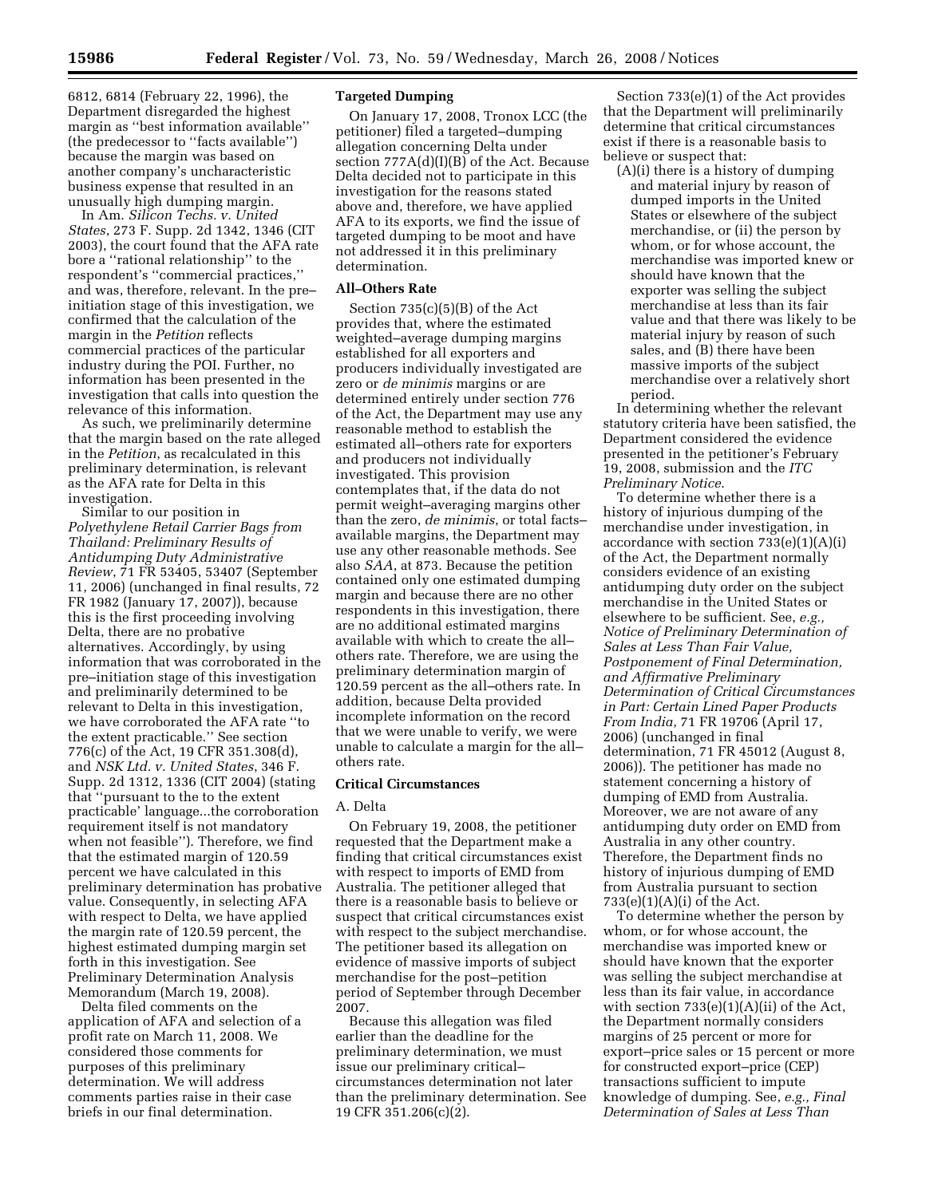6812, 6814 (February 22, 1996), the Department disregarded the highest margin as ''best information available'' (the predecessor to ''facts available'') because the margin was based on another company's uncharacteristic business expense that resulted in an unusually high dumping margin.

In Am. *Silicon Techs. v. United States*, 273 F. Supp. 2d 1342, 1346 (CIT 2003), the court found that the AFA rate bore a ''rational relationship'' to the respondent's ''commercial practices,'' and was, therefore, relevant. In the pre–initiation stage of this investigation, we confirmed that the calculation of the margin in the *Petition* reflects commercial practices of the particular industry during the POI. Further, no information has been presented in the investigation that calls into question the relevance of this information.

As such, we preliminarily determine that the margin based on the rate alleged in the *Petition*, as recalculated in this preliminary determination, is relevant as the AFA rate for Delta in this investigation.

Similar to our position in *Polyethylene Retail Carrier Bags from Thailand: Preliminary Results of Antidumping Duty Administrative Review*, 71 FR 53405, 53407 (September 11, 2006) (unchanged in final results, 72 FR 1982 (January 17, 2007)), because this is the first proceeding involving Delta, there are no probative alternatives. Accordingly, by using information that was corroborated in the pre–initiation stage of this investigation and preliminarily determined to be relevant to Delta in this investigation, we have corroborated the AFA rate ''to the extent practicable.'' See section 776(c) of the Act, 19 CFR 351.308(d), and *NSK Ltd. v. United States*, 346 F. Supp. 2d 1312, 1336 (CIT 2004) (stating that ''pursuant to the to the extent practicable' language...the corroboration requirement itself is not mandatory when not feasible''). Therefore, we find that the estimated margin of 120.59 percent we have calculated in this preliminary determination has probative value. Consequently, in selecting AFA with respect to Delta, we have applied the margin rate of 120.59 percent, the highest estimated dumping margin set forth in this investigation. See Preliminary Determination Analysis Memorandum (March 19, 2008).

Delta filed comments on the application of AFA and selection of a profit rate on March 11, 2008. We considered those comments for purposes of this preliminary determination. We will address comments parties raise in their case briefs in our final determination.

**Targeted Dumping**

On January 17, 2008, Tronox LCC (the petitioner) filed a targeted–dumping allegation concerning Delta under section 777A(d)(I)(B) of the Act. Because Delta decided not to participate in this investigation for the reasons stated above and, therefore, we have applied AFA to its exports, we find the issue of targeted dumping to be moot and have not addressed it in this preliminary determination.

**All–Others Rate**

Section 735(c)(5)(B) of the Act provides that, where the estimated weighted–average dumping margins established for all exporters and producers individually investigated are zero or *de minimis* margins or are determined entirely under section 776 of the Act, the Department may use any reasonable method to establish the estimated all–others rate for exporters and producers not individually investigated. This provision contemplates that, if the data do not permit weight–averaging margins other than the zero, *de minimis*, or total facts–available margins, the Department may use any other reasonable methods. See also *SAA*, at 873. Because the petition contained only one estimated dumping margin and because there are no other respondents in this investigation, there are no additional estimated margins available with which to create the all–others rate. Therefore, we are using the preliminary determination margin of 120.59 percent as the all–others rate. In addition, because Delta provided incomplete information on the record that we were unable to verify, we were unable to calculate a margin for the all–others rate.

**Critical Circumstances**

A. Delta

On February 19, 2008, the petitioner requested that the Department make a finding that critical circumstances exist with respect to imports of EMD from Australia. The petitioner alleged that there is a reasonable basis to believe or suspect that critical circumstances exist with respect to the subject merchandise. The petitioner based its allegation on evidence of massive imports of subject merchandise for the post–petition period of September through December 2007.

Because this allegation was filed earlier than the deadline for the preliminary determination, we must issue our preliminary critical–circumstances determination not later than the preliminary determination. See 19 CFR 351.206(c)(2).

Section 733(e)(1) of the Act provides that the Department will preliminarily determine that critical circumstances exist if there is a reasonable basis to believe or suspect that:

(A)(i) there is a history of dumping and material injury by reason of dumped imports in the United States or elsewhere of the subject merchandise, or (ii) the person by whom, or for whose account, the merchandise was imported knew or should have known that the exporter was selling the subject merchandise at less than its fair value and that there was likely to be material injury by reason of such sales, and (B) there have been massive imports of the subject merchandise over a relatively short period.

In determining whether the relevant statutory criteria have been satisfied, the Department considered the evidence presented in the petitioner's February 19, 2008, submission and the *ITC Preliminary Notice*.

To determine whether there is a history of injurious dumping of the merchandise under investigation, in accordance with section 733(e)(1)(A)(i) of the Act, the Department normally considers evidence of an existing antidumping duty order on the subject merchandise in the United States or elsewhere to be sufficient. See, *e.g., Notice of Preliminary Determination of Sales at Less Than Fair Value, Postponement of Final Determination, and Affirmative Preliminary Determination of Critical Circumstances in Part: Certain Lined Paper Products From India*, 71 FR 19706 (April 17, 2006) (unchanged in final determination, 71 FR 45012 (August 8, 2006)). The petitioner has made no statement concerning a history of dumping of EMD from Australia. Moreover, we are not aware of any antidumping duty order on EMD from Australia in any other country. Therefore, the Department finds no history of injurious dumping of EMD from Australia pursuant to section 733(e)(1)(A)(i) of the Act.

To determine whether the person by whom, or for whose account, the merchandise was imported knew or should have known that the exporter was selling the subject merchandise at less than its fair value, in accordance with section 733(e)(1)(A)(ii) of the Act, the Department normally considers margins of 25 percent or more for export–price sales or 15 percent or more for constructed export–price (CEP) transactions sufficient to impute knowledge of dumping. See, *e.g., Final Determination of Sales at Less Than*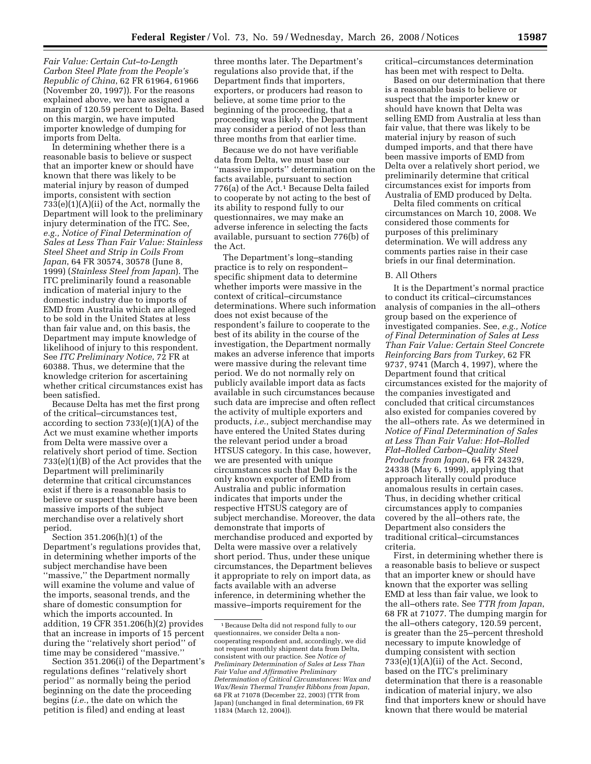*Fair Value: Certain Cut–to-Length Carbon Steel Plate from the People's Republic of China*, 62 FR 61964, 61966 (November 20, 1997)). For the reasons explained above, we have assigned a margin of 120.59 percent to Delta. Based on this margin, we have imputed importer knowledge of dumping for imports from Delta.

In determining whether there is a reasonable basis to believe or suspect that an importer knew or should have known that there was likely to be material injury by reason of dumped imports, consistent with section 733(e)(1)(A)(ii) of the Act, normally the Department will look to the preliminary injury determination of the ITC. See, *e.g., Notice of Final Determination of Sales at Less Than Fair Value: Stainless Steel Sheet and Strip in Coils From Japan*, 64 FR 30574, 30578 (June 8, 1999) (*Stainless Steel from Japan*). The ITC preliminarily found a reasonable indication of material injury to the domestic industry due to imports of EMD from Australia which are alleged to be sold in the United States at less than fair value and, on this basis, the Department may impute knowledge of likelihood of injury to this respondent. See *ITC Preliminary Notice*, 72 FR at 60388. Thus, we determine that the knowledge criterion for ascertaining whether critical circumstances exist has been satisfied.

Because Delta has met the first prong of the critical–circumstances test, according to section 733(e)(1)(A) of the Act we must examine whether imports from Delta were massive over a relatively short period of time. Section 733(e)(1)(B) of the Act provides that the Department will preliminarily determine that critical circumstances exist if there is a reasonable basis to believe or suspect that there have been massive imports of the subject merchandise over a relatively short period.

Section 351.206(h)(1) of the Department's regulations provides that, in determining whether imports of the subject merchandise have been ''massive,'' the Department normally will examine the volume and value of the imports, seasonal trends, and the share of domestic consumption for which the imports accounted. In addition, 19 CFR 351.206(h)(2) provides that an increase in imports of 15 percent during the ''relatively short period'' of time may be considered ''massive.''

Section 351.206(i) of the Department's regulations defines ''relatively short period'' as normally being the period beginning on the date the proceeding begins (*i.e.*, the date on which the petition is filed) and ending at least three months later. The Department's regulations also provide that, if the Department finds that importers, exporters, or producers had reason to believe, at some time prior to the beginning of the proceeding, that a proceeding was likely, the Department may consider a period of not less than three months from that earlier time.

Because we do not have verifiable data from Delta, we must base our ''massive imports'' determination on the facts available, pursuant to section 776(a) of the Act.[1] Because Delta failed to cooperate by not acting to the best of its ability to respond fully to our questionnaires, we may make an adverse inference in selecting the facts available, pursuant to section 776(b) of the Act.

The Department's long–standing practice is to rely on respondent–specific shipment data to determine whether imports were massive in the context of critical–circumstance determinations. Where such information does not exist because of the respondent's failure to cooperate to the best of its ability in the course of the investigation, the Department normally makes an adverse inference that imports were massive during the relevant time period. We do not normally rely on publicly available import data as facts available in such circumstances because such data are imprecise and often reflect the activity of multiple exporters and products, *i.e.*, subject merchandise may have entered the United States during the relevant period under a broad HTSUS category. In this case, however, we are presented with unique circumstances such that Delta is the only known exporter of EMD from Australia and public information indicates that imports under the respective HTSUS category are of subject merchandise. Moreover, the data demonstrate that imports of merchandise produced and exported by Delta were massive over a relatively short period. Thus, under these unique circumstances, the Department believes it appropriate to rely on import data, as facts available with an adverse inference, in determining whether the massive–imports requirement for the critical–circumstances determination has been met with respect to Delta.

Based on our determination that there is a reasonable basis to believe or suspect that the importer knew or should have known that Delta was selling EMD from Australia at less than fair value, that there was likely to be material injury by reason of such dumped imports, and that there have been massive imports of EMD from Delta over a relatively short period, we preliminarily determine that critical circumstances exist for imports from Australia of EMD produced by Delta.

Delta filed comments on critical circumstances on March 10, 2008. We considered those comments for purposes of this preliminary determination. We will address any comments parties raise in their case briefs in our final determination.

B. All Others

It is the Department's normal practice to conduct its critical–circumstances analysis of companies in the all–others group based on the experience of investigated companies. See, *e.g., Notice of Final Determination of Sales at Less Than Fair Value: Certain Steel Concrete Reinforcing Bars from Turkey*, 62 FR 9737, 9741 (March 4, 1997), where the Department found that critical circumstances existed for the majority of the companies investigated and concluded that critical circumstances also existed for companies covered by the all–others rate. As we determined in *Notice of Final Determination of Sales at Less Than Fair Value: Hot–Rolled Flat–Rolled Carbon–Quality Steel Products from Japan*, 64 FR 24329, 24338 (May 6, 1999), applying that approach literally could produce anomalous results in certain cases. Thus, in deciding whether critical circumstances apply to companies covered by the all–others rate, the Department also considers the traditional critical–circumstances criteria.

First, in determining whether there is a reasonable basis to believe or suspect that an importer knew or should have known that the exporter was selling EMD at less than fair value, we look to the all–others rate. See *TTR from Japan*, 68 FR at 71077. The dumping margin for the all–others category, 120.59 percent, is greater than the 25–percent threshold necessary to impute knowledge of dumping consistent with section 733(e)(1)(A)(ii) of the Act. Second, based on the ITC's preliminary determination that there is a reasonable indication of material injury, we also find that importers knew or should have known that there would be material

[1] Because Delta did not respond fully to our questionnaires, we consider Delta a non-cooperating respondent and, accordingly, we did not request monthly shipment data from Delta, consistent with our practice. See *Notice of Preliminary Determination of Sales at Less Than Fair Value and Affirmative Preliminary Determination of Critical Circumstances: Wax and Wax/Resin Thermal Transfer Ribbons from Japan*, 68 FR at 71078 (December 22, 2003) (TTR from Japan) (unchanged in final determination, 69 FR 11834 (March 12, 2004)).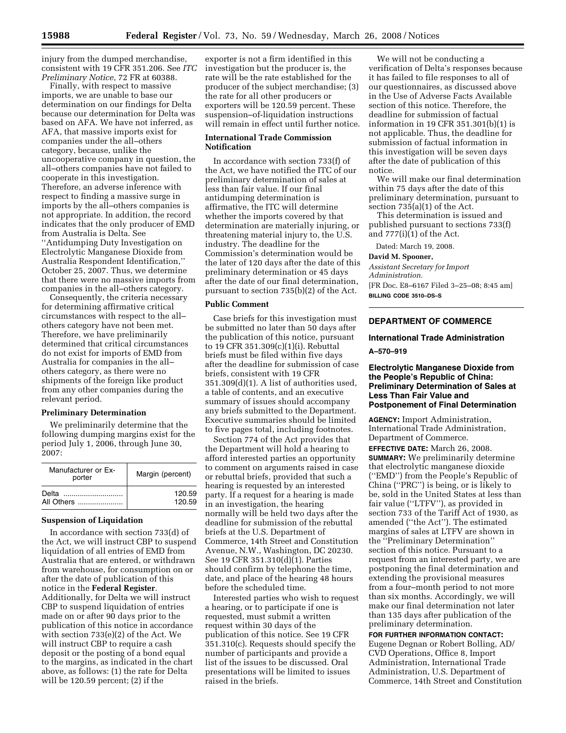injury from the dumped merchandise, consistent with 19 CFR 351.206. See *ITC Preliminary Notice*, 72 FR at 60388.

Finally, with respect to massive imports, we are unable to base our determination on our findings for Delta because our determination for Delta was based on AFA. We have not inferred, as AFA, that massive imports exist for companies under the all–others category, because, unlike the uncooperative company in question, the all–others companies have not failed to cooperate in this investigation. Therefore, an adverse inference with respect to finding a massive surge in imports by the all–others companies is not appropriate. In addition, the record indicates that the only producer of EMD from Australia is Delta. See ''Antidumping Duty Investigation on Electrolytic Manganese Dioxide from Australia Respondent Identification,'' October 25, 2007. Thus, we determine that there were no massive imports from companies in the all–others category.

Consequently, the criteria necessary for determining affirmative critical circumstances with respect to the all–others category have not been met. Therefore, we have preliminarily determined that critical circumstances do not exist for imports of EMD from Australia for companies in the all–others category, as there were no shipments of the foreign like product from any other companies during the relevant period.

**Preliminary Determination**

We preliminarily determine that the following dumping margins exist for the period July 1, 2006, through June 30, 2007:

| Manufacturer or Exporter | Margin (percent) |
| --- | --- |
| Delta | 120.59 |
| All Others | 120.59 |

**Suspension of Liquidation**

In accordance with section 733(d) of the Act, we will instruct CBP to suspend liquidation of all entries of EMD from Australia that are entered, or withdrawn from warehouse, for consumption on or after the date of publication of this notice in the **Federal Register**. Additionally, for Delta we will instruct CBP to suspend liquidation of entries made on or after 90 days prior to the publication of this notice in accordance with section 733(e)(2) of the Act. We will instruct CBP to require a cash deposit or the posting of a bond equal to the margins, as indicated in the chart above, as follows: (1) the rate for Delta will be 120.59 percent; (2) if the exporter is not a firm identified in this investigation but the producer is, the rate will be the rate established for the producer of the subject merchandise; (3) the rate for all other producers or exporters will be 120.59 percent. These suspension–of–liquidation instructions will remain in effect until further notice.

**International Trade Commission Notification**

In accordance with section 733(f) of the Act, we have notified the ITC of our preliminary determination of sales at less than fair value. If our final antidumping determination is affirmative, the ITC will determine whether the imports covered by that determination are materially injuring, or threatening material injury to, the U.S. industry. The deadline for the Commission's determination would be the later of 120 days after the date of this preliminary determination or 45 days after the date of our final determination, pursuant to section 735(b)(2) of the Act.

**Public Comment**

Case briefs for this investigation must be submitted no later than 50 days after the publication of this notice, pursuant to 19 CFR 351.309(c)(1)(i). Rebuttal briefs must be filed within five days after the deadline for submission of case briefs, consistent with 19 CFR 351.309(d)(1). A list of authorities used, a table of contents, and an executive summary of issues should accompany any briefs submitted to the Department. Executive summaries should be limited to five pages total, including footnotes.

Section 774 of the Act provides that the Department will hold a hearing to afford interested parties an opportunity to comment on arguments raised in case or rebuttal briefs, provided that such a hearing is requested by an interested party. If a request for a hearing is made in an investigation, the hearing normally will be held two days after the deadline for submission of the rebuttal briefs at the U.S. Department of Commerce, 14th Street and Constitution Avenue, N.W., Washington, DC 20230. See 19 CFR 351.310(d)(1). Parties should confirm by telephone the time, date, and place of the hearing 48 hours before the scheduled time.

Interested parties who wish to request a hearing, or to participate if one is requested, must submit a written request within 30 days of the publication of this notice. See 19 CFR 351.310(c). Requests should specify the number of participants and provide a list of the issues to be discussed. Oral presentations will be limited to issues raised in the briefs.

We will not be conducting a verification of Delta's responses because it has failed to file responses to all of our questionnaires, as discussed above in the Use of Adverse Facts Available section of this notice. Therefore, the deadline for submission of factual information in 19 CFR 351.301(b)(1) is not applicable. Thus, the deadline for submission of factual information in this investigation will be seven days after the date of publication of this notice.

We will make our final determination within 75 days after the date of this preliminary determination, pursuant to section 735(a)(1) of the Act.

This determination is issued and published pursuant to sections 733(f) and 777(i)(1) of the Act.

Dated: March 19, 2008.

**David M. Spooner,**

*Assistant Secretary for Import Administration.*

[FR Doc. E8–6167 Filed 3–25–08; 8:45 am]

**BILLING CODE 3510–DS–S**

## DEPARTMENT OF COMMERCE

### International Trade Administration

**A–570–919**

### Electrolytic Manganese Dioxide from the People's Republic of China: Preliminary Determination of Sales at Less Than Fair Value and Postponement of Final Determination

**AGENCY:** Import Administration, International Trade Administration, Department of Commerce.

**EFFECTIVE DATE:** March 26, 2008.

**SUMMARY:** We preliminarily determine that electrolytic manganese dioxide (''EMD'') from the People's Republic of China (''PRC'') is being, or is likely to be, sold in the United States at less than fair value (''LTFV''), as provided in section 733 of the Tariff Act of 1930, as amended (''the Act''). The estimated margins of sales at LTFV are shown in the ''Preliminary Determination'' section of this notice. Pursuant to a request from an interested party, we are postponing the final determination and extending the provisional measures from a four–month period to not more than six months. Accordingly, we will make our final determination not later than 135 days after publication of the preliminary determination.

**FOR FURTHER INFORMATION CONTACT:** Eugene Degnan or Robert Bolling, AD/CVD Operations, Office 8, Import Administration, International Trade Administration, U.S. Department of Commerce, 14th Street and Constitution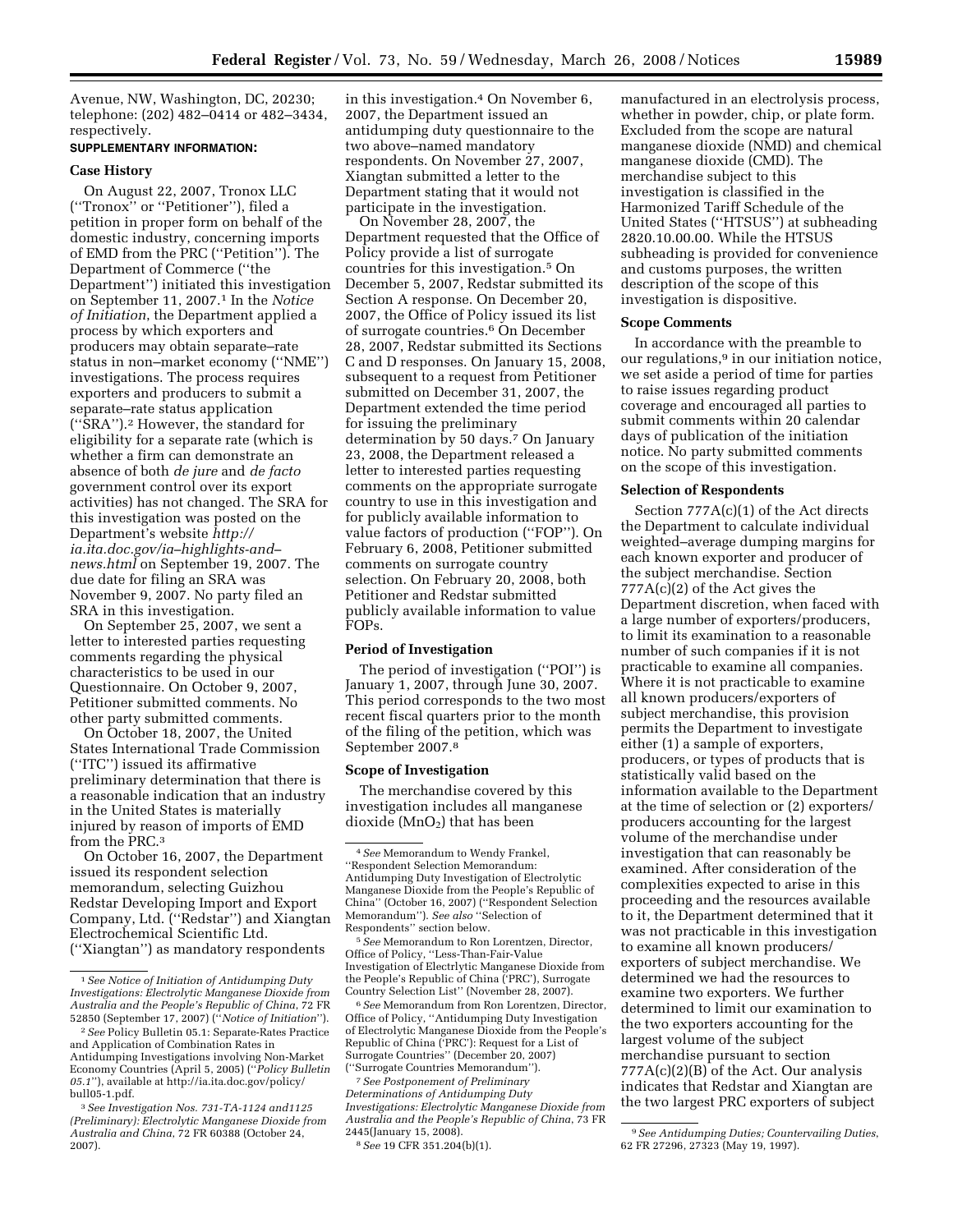Avenue, NW, Washington, DC, 20230; telephone: (202) 482–0414 or 482–3434, respectively.

**SUPPLEMENTARY INFORMATION:**

### Case History

On August 22, 2007, Tronox LLC (''Tronox'' or ''Petitioner''), filed a petition in proper form on behalf of the domestic industry, concerning imports of EMD from the PRC (''Petition''). The Department of Commerce (''the Department'') initiated this investigation on September 11, 2007.[1] In the *Notice of Initiation*, the Department applied a process by which exporters and producers may obtain separate–rate status in non–market economy (''NME'') investigations. The process requires exporters and producers to submit a separate–rate status application (''SRA'').[2] However, the standard for eligibility for a separate rate (which is whether a firm can demonstrate an absence of both *de jure* and *de facto* government control over its export activities) has not changed. The SRA for this investigation was posted on the Department's website *http://ia.ita.doc.gov/ia–highlights-and–news.html* on September 19, 2007. The due date for filing an SRA was November 9, 2007. No party filed an SRA in this investigation.

On September 25, 2007, we sent a letter to interested parties requesting comments regarding the physical characteristics to be used in our Questionnaire. On October 9, 2007, Petitioner submitted comments. No other party submitted comments.

On October 18, 2007, the United States International Trade Commission (''ITC'') issued its affirmative preliminary determination that there is a reasonable indication that an industry in the United States is materially injured by reason of imports of EMD from the PRC.[3]

On October 16, 2007, the Department issued its respondent selection memorandum, selecting Guizhou Redstar Developing Import and Export Company, Ltd. (''Redstar'') and Xiangtan Electrochemical Scientific Ltd. (''Xiangtan'') as mandatory respondents in this investigation.[4] On November 6, 2007, the Department issued an antidumping duty questionnaire to the two above–named mandatory respondents. On November 27, 2007, Xiangtan submitted a letter to the Department stating that it would not participate in the investigation.

On November 28, 2007, the Department requested that the Office of Policy provide a list of surrogate countries for this investigation.[5] On December 5, 2007, Redstar submitted its Section A response. On December 20, 2007, the Office of Policy issued its list of surrogate countries.[6] On December 28, 2007, Redstar submitted its Sections C and D responses. On January 15, 2008, subsequent to a request from Petitioner submitted on December 31, 2007, the Department extended the time period for issuing the preliminary determination by 50 days.[7] On January 23, 2008, the Department released a letter to interested parties requesting comments on the appropriate surrogate country to use in this investigation and for publicly available information to value factors of production (''FOP''). On February 6, 2008, Petitioner submitted comments on surrogate country selection. On February 20, 2008, both Petitioner and Redstar submitted publicly available information to value FOPs.

### Period of Investigation

The period of investigation (''POI'') is January 1, 2007, through June 30, 2007. This period corresponds to the two most recent fiscal quarters prior to the month of the filing of the petition, which was September 2007.[8]

### Scope of Investigation

The merchandise covered by this investigation includes all manganese dioxide ($MnO_2$) that has been manufactured in an electrolysis process, whether in powder, chip, or plate form. Excluded from the scope are natural manganese dioxide (NMD) and chemical manganese dioxide (CMD). The merchandise subject to this investigation is classified in the Harmonized Tariff Schedule of the United States (''HTSUS'') at subheading 2820.10.00.00. While the HTSUS subheading is provided for convenience and customs purposes, the written description of the scope of this investigation is dispositive.

### Scope Comments

In accordance with the preamble to our regulations,[9] in our initiation notice, we set aside a period of time for parties to raise issues regarding product coverage and encouraged all parties to submit comments within 20 calendar days of publication of the initiation notice. No party submitted comments on the scope of this investigation.

### Selection of Respondents

Section 777A(c)(1) of the Act directs the Department to calculate individual weighted–average dumping margins for each known exporter and producer of the subject merchandise. Section 777A(c)(2) of the Act gives the Department discretion, when faced with a large number of exporters/producers, to limit its examination to a reasonable number of such companies if it is not practicable to examine all companies. Where it is not practicable to examine all known producers/exporters of subject merchandise, this provision permits the Department to investigate either (1) a sample of exporters, producers, or types of products that is statistically valid based on the information available to the Department at the time of selection or (2) exporters/producers accounting for the largest volume of the merchandise under investigation that can reasonably be examined. After consideration of the complexities expected to arise in this proceeding and the resources available to it, the Department determined that it was not practicable in this investigation to examine all known producers/exporters of subject merchandise. We determined we had the resources to examine two exporters. We further determined to limit our examination to the two exporters accounting for the largest volume of the subject merchandise pursuant to section 777A(c)(2)(B) of the Act. Our analysis indicates that Redstar and Xiangtan are the two largest PRC exporters of subject

---

[1] *See Notice of Initiation of Antidumping Duty Investigations: Electrolytic Manganese Dioxide from Australia and the People's Republic of China*, 72 FR 52850 (September 17, 2007) (''*Notice of Initiation*'').

[2] *See* Policy Bulletin 05.1: Separate-Rates Practice and Application of Combination Rates in Antidumping Investigations involving Non-Market Economy Countries (April 5, 2005) (''*Policy Bulletin 05.1*''), available at http://ia.ita.doc.gov/policy/bull05-1.pdf.

[3] *See Investigation Nos. 731-TA-1124 and1125 (Preliminary): Electrolytic Manganese Dioxide from Australia and China*, 72 FR 60388 (October 24, 2007).

[4] *See* Memorandum to Wendy Frankel, ''Respondent Selection Memorandum: Antidumping Duty Investigation of Electrolytic Manganese Dioxide from the People's Republic of China'' (October 16, 2007) (''Respondent Selection Memorandum''). *See also* ''Selection of Respondents'' section below.

[5] *See* Memorandum to Ron Lorentzen, Director, Office of Policy, ''Less-Than-Fair-Value Investigation of Electrlytic Manganese Dioxide from the People's Republic of China ('PRC'), Surrogate Country Selection List'' (November 28, 2007).

[6] *See* Memorandum from Ron Lorentzen, Director, Office of Policy, ''Antidumping Duty Investigation of Electrolytic Manganese Dioxide from the People's Republic of China ('PRC'): Request for a List of Surrogate Countries'' (December 20, 2007) (''Surrogate Countries Memorandum'').

[7] *See Postponement of Preliminary Determinations of Antidumping Duty Investigations: Electrolytic Manganese Dioxide from Australia and the People's Republic of China*, 73 FR 2445(January 15, 2008).

[8] *See* 19 CFR 351.204(b)(1).

[9] *See Antidumping Duties; Countervailing Duties*, 62 FR 27296, 27323 (May 19, 1997).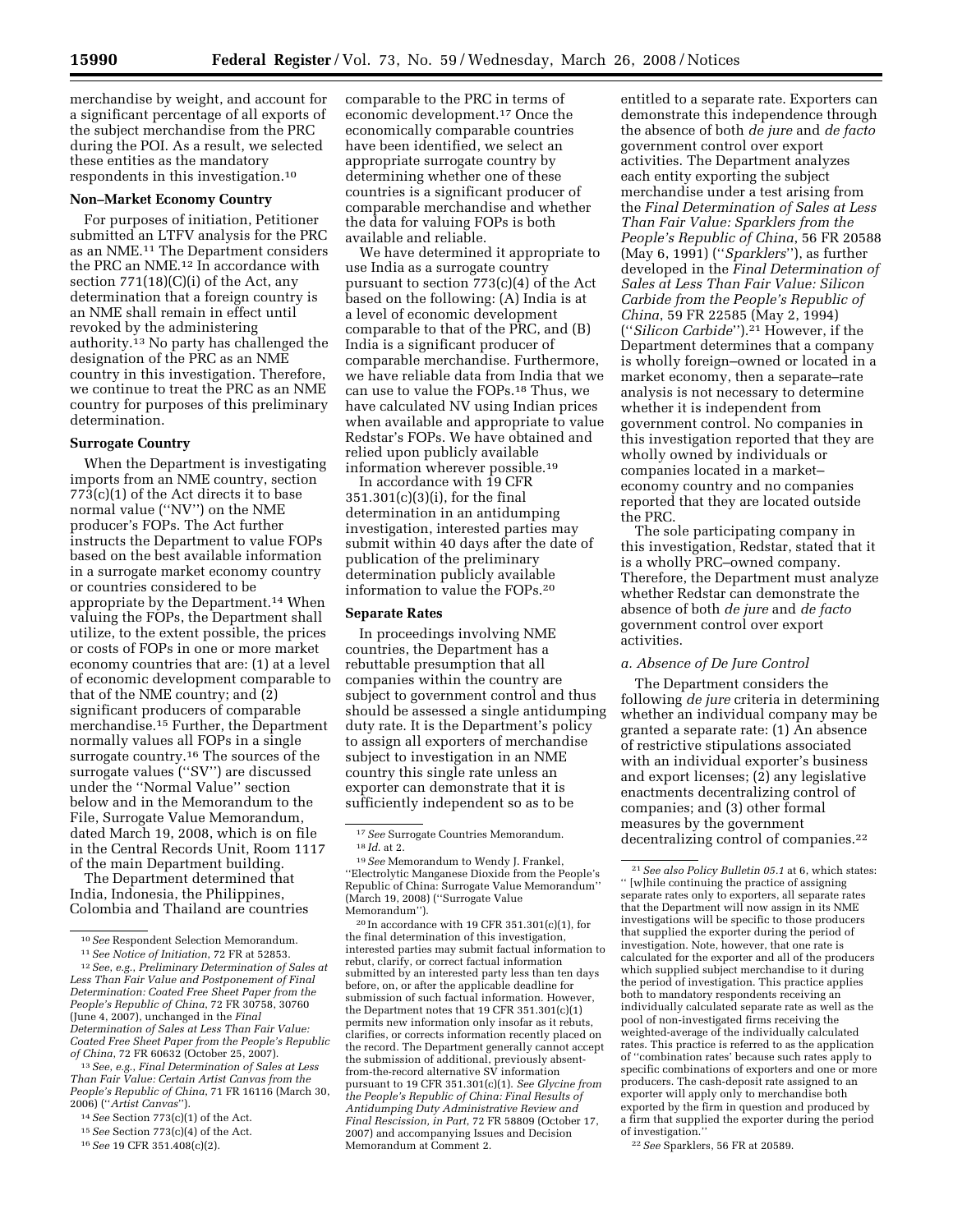merchandise by weight, and account for a significant percentage of all exports of the subject merchandise from the PRC during the POI. As a result, we selected these entities as the mandatory respondents in this investigation.[10]

**Non–Market Economy Country**

For purposes of initiation, Petitioner submitted an LTFV analysis for the PRC as an NME.[11] The Department considers the PRC an NME.[12] In accordance with section 771(18)(C)(i) of the Act, any determination that a foreign country is an NME shall remain in effect until revoked by the administering authority.[13] No party has challenged the designation of the PRC as an NME country in this investigation. Therefore, we continue to treat the PRC as an NME country for purposes of this preliminary determination.

**Surrogate Country**

When the Department is investigating imports from an NME country, section 773(c)(1) of the Act directs it to base normal value (''NV'') on the NME producer's FOPs. The Act further instructs the Department to value FOPs based on the best available information in a surrogate market economy country or countries considered to be appropriate by the Department.[14] When valuing the FOPs, the Department shall utilize, to the extent possible, the prices or costs of FOPs in one or more market economy countries that are: (1) at a level of economic development comparable to that of the NME country; and (2) significant producers of comparable merchandise.[15] Further, the Department normally values all FOPs in a single surrogate country.[16] The sources of the surrogate values (''SV'') are discussed under the ''Normal Value'' section below and in the Memorandum to the File, Surrogate Value Memorandum, dated March 19, 2008, which is on file in the Central Records Unit, Room 1117 of the main Department building.

The Department determined that India, Indonesia, the Philippines, Colombia and Thailand are countries comparable to the PRC in terms of economic development.[17] Once the economically comparable countries have been identified, we select an appropriate surrogate country by determining whether one of these countries is a significant producer of comparable merchandise and whether the data for valuing FOPs is both available and reliable.

We have determined it appropriate to use India as a surrogate country pursuant to section 773(c)(4) of the Act based on the following: (A) India is at a level of economic development comparable to that of the PRC, and (B) India is a significant producer of comparable merchandise. Furthermore, we have reliable data from India that we can use to value the FOPs.[18] Thus, we have calculated NV using Indian prices when available and appropriate to value Redstar's FOPs. We have obtained and relied upon publicly available information wherever possible.[19]

In accordance with 19 CFR 351.301(c)(3)(i), for the final determination in an antidumping investigation, interested parties may submit within 40 days after the date of publication of the preliminary determination publicly available information to value the FOPs.[20]

**Separate Rates**

In proceedings involving NME countries, the Department has a rebuttable presumption that all companies within the country are subject to government control and thus should be assessed a single antidumping duty rate. It is the Department's policy to assign all exporters of merchandise subject to investigation in an NME country this single rate unless an exporter can demonstrate that it is sufficiently independent so as to be entitled to a separate rate. Exporters can demonstrate this independence through the absence of both *de jure* and *de facto* government control over export activities. The Department analyzes each entity exporting the subject merchandise under a test arising from the *Final Determination of Sales at Less Than Fair Value: Sparklers from the People's Republic of China*, 56 FR 20588 (May 6, 1991) (''*Sparklers*''), as further developed in the *Final Determination of Sales at Less Than Fair Value: Silicon Carbide from the People's Republic of China*, 59 FR 22585 (May 2, 1994) (''*Silicon Carbide*'').[21] However, if the Department determines that a company is wholly foreign–owned or located in a market economy, then a separate–rate analysis is not necessary to determine whether it is independent from government control. No companies in this investigation reported that they are wholly owned by individuals or companies located in a market–economy country and no companies reported that they are located outside the PRC.

The sole participating company in this investigation, Redstar, stated that it is a wholly PRC–owned company. Therefore, the Department must analyze whether Redstar can demonstrate the absence of both *de jure* and *de facto* government control over export activities.

*a. Absence of De Jure Control*

The Department considers the following *de jure* criteria in determining whether an individual company may be granted a separate rate: (1) An absence of restrictive stipulations associated with an individual exporter's business and export licenses; (2) any legislative enactments decentralizing control of companies; and (3) other formal measures by the government decentralizing control of companies.[22]

---

[10] *See* Respondent Selection Memorandum.

[11] *See Notice of Initiation*, 72 FR at 52853.

[12] *See, e.g., Preliminary Determination of Sales at Less Than Fair Value and Postponement of Final Determination: Coated Free Sheet Paper from the People's Republic of China*, 72 FR 30758, 30760 (June 4, 2007), unchanged in the *Final Determination of Sales at Less Than Fair Value: Coated Free Sheet Paper from the People's Republic of China*, 72 FR 60632 (October 25, 2007).

[13] *See, e.g., Final Determination of Sales at Less Than Fair Value: Certain Artist Canvas from the People's Republic of China*, 71 FR 16116 (March 30, 2006) (''*Artist Canvas*'').

[14] *See* Section 773(c)(1) of the Act.

[15] *See* Section 773(c)(4) of the Act.

[16] *See* 19 CFR 351.408(c)(2).

[17] *See* Surrogate Countries Memorandum.

[18] *Id.* at 2.

[19] *See* Memorandum to Wendy J. Frankel, ''Electrolytic Manganese Dioxide from the People's Republic of China: Surrogate Value Memorandum'' (March 19, 2008) (''Surrogate Value Memorandum'').

[20] In accordance with 19 CFR 351.301(c)(1), for the final determination of this investigation, interested parties may submit factual information to rebut, clarify, or correct factual information submitted by an interested party less than ten days before, on, or after the applicable deadline for submission of such factual information. However, the Department notes that 19 CFR 351.301(c)(1) permits new information only insofar as it rebuts, clarifies, or corrects information recently placed on the record. The Department generally cannot accept the submission of additional, previously absent-from-the-record alternative SV information pursuant to 19 CFR 351.301(c)(1). *See Glycine from the People's Republic of China: Final Results of Antidumping Duty Administrative Review and Final Rescission, in Part*, 72 FR 58809 (October 17, 2007) and accompanying Issues and Decision Memorandum at Comment 2.

[21] *See also Policy Bulletin 05.1* at 6, which states: '' [w]hile continuing the practice of assigning separate rates only to exporters, all separate rates that the Department will now assign in its NME investigations will be specific to those producers that supplied the exporter during the period of investigation. Note, however, that one rate is calculated for the exporter and all of the producers which supplied subject merchandise to it during the period of investigation. This practice applies both to mandatory respondents receiving an individually calculated separate rate as well as the pool of non-investigated firms receiving the weighted-average of the individually calculated rates. This practice is referred to as the application of ''combination rates' because such rates apply to specific combinations of exporters and one or more producers. The cash-deposit rate assigned to an exporter will apply only to merchandise both exported by the firm in question and produced by a firm that supplied the exporter during the period of investigation.''

[22] *See* Sparklers, 56 FR at 20589.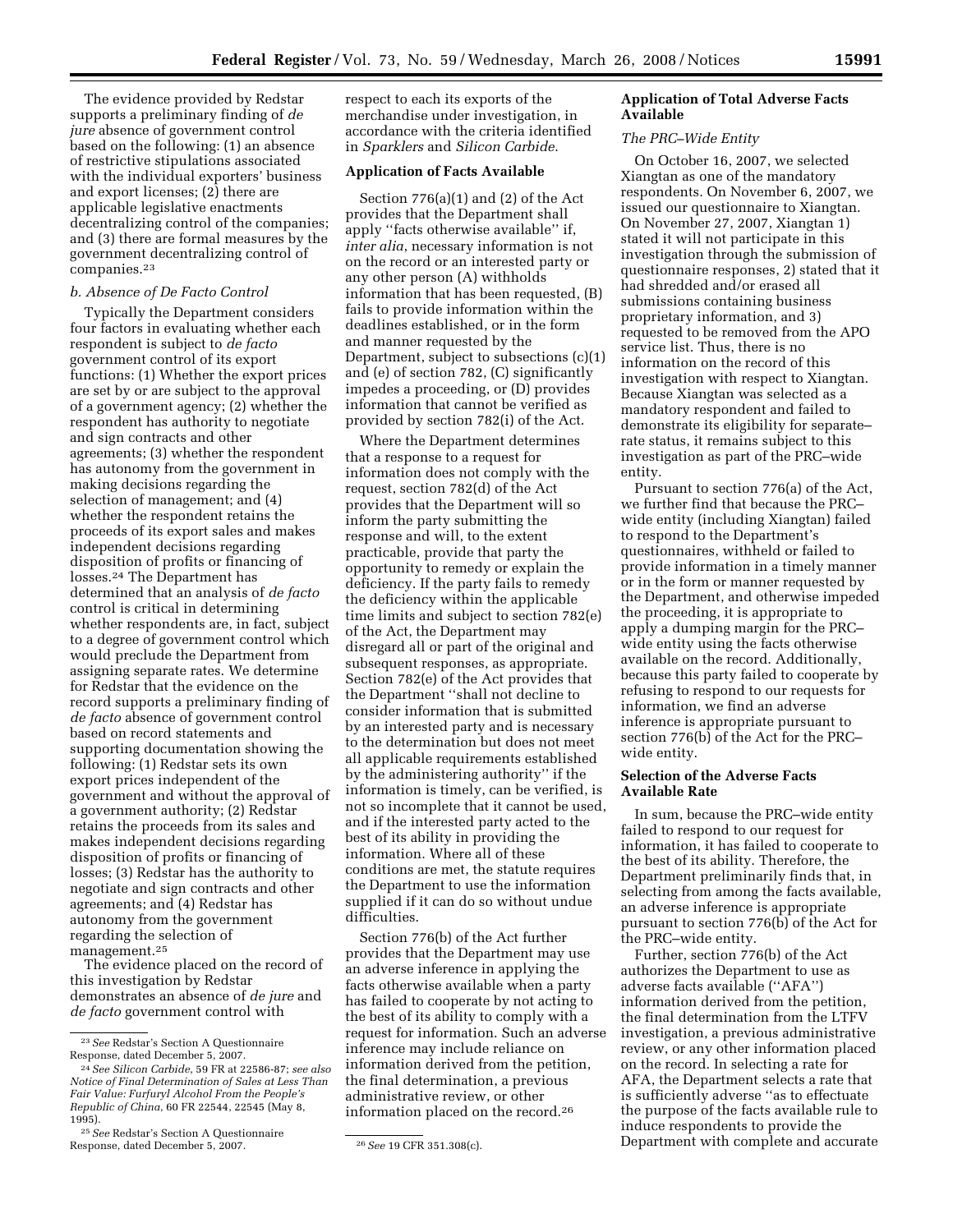The evidence provided by Redstar supports a preliminary finding of *de jure* absence of government control based on the following: (1) an absence of restrictive stipulations associated with the individual exporters' business and export licenses; (2) there are applicable legislative enactments decentralizing control of the companies; and (3) there are formal measures by the government decentralizing control of companies.[23]

*b. Absence of De Facto Control*

Typically the Department considers four factors in evaluating whether each respondent is subject to *de facto* government control of its export functions: (1) Whether the export prices are set by or are subject to the approval of a government agency; (2) whether the respondent has authority to negotiate and sign contracts and other agreements; (3) whether the respondent has autonomy from the government in making decisions regarding the selection of management; and (4) whether the respondent retains the proceeds of its export sales and makes independent decisions regarding disposition of profits or financing of losses.[24] The Department has determined that an analysis of *de facto* control is critical in determining whether respondents are, in fact, subject to a degree of government control which would preclude the Department from assigning separate rates. We determine for Redstar that the evidence on the record supports a preliminary finding of *de facto* absence of government control based on record statements and supporting documentation showing the following: (1) Redstar sets its own export prices independent of the government and without the approval of a government authority; (2) Redstar retains the proceeds from its sales and makes independent decisions regarding disposition of profits or financing of losses; (3) Redstar has the authority to negotiate and sign contracts and other agreements; and (4) Redstar has autonomy from the government regarding the selection of management.[25]

The evidence placed on the record of this investigation by Redstar demonstrates an absence of *de jure* and *de facto* government control with respect to each its exports of the merchandise under investigation, in accordance with the criteria identified in *Sparklers* and *Silicon Carbide*.

**Application of Facts Available**

Section 776(a)(1) and (2) of the Act provides that the Department shall apply ''facts otherwise available'' if, *inter alia*, necessary information is not on the record or an interested party or any other person (A) withholds information that has been requested, (B) fails to provide information within the deadlines established, or in the form and manner requested by the Department, subject to subsections (c)(1) and (e) of section 782, (C) significantly impedes a proceeding, or (D) provides information that cannot be verified as provided by section 782(i) of the Act.

Where the Department determines that a response to a request for information does not comply with the request, section 782(d) of the Act provides that the Department will so inform the party submitting the response and will, to the extent practicable, provide that party the opportunity to remedy or explain the deficiency. If the party fails to remedy the deficiency within the applicable time limits and subject to section 782(e) of the Act, the Department may disregard all or part of the original and subsequent responses, as appropriate. Section 782(e) of the Act provides that the Department ''shall not decline to consider information that is submitted by an interested party and is necessary to the determination but does not meet all applicable requirements established by the administering authority'' if the information is timely, can be verified, is not so incomplete that it cannot be used, and if the interested party acted to the best of its ability in providing the information. Where all of these conditions are met, the statute requires the Department to use the information supplied if it can do so without undue difficulties.

Section 776(b) of the Act further provides that the Department may use an adverse inference in applying the facts otherwise available when a party has failed to cooperate by not acting to the best of its ability to comply with a request for information. Such an adverse inference may include reliance on information derived from the petition, the final determination, a previous administrative review, or other information placed on the record.[26]

**Application of Total Adverse Facts Available**

*The PRC–Wide Entity*

On October 16, 2007, we selected Xiangtan as one of the mandatory respondents. On November 6, 2007, we issued our questionnaire to Xiangtan. On November 27, 2007, Xiangtan 1) stated it will not participate in this investigation through the submission of questionnaire responses, 2) stated that it had shredded and/or erased all submissions containing business proprietary information, and 3) requested to be removed from the APO service list. Thus, there is no information on the record of this investigation with respect to Xiangtan. Because Xiangtan was selected as a mandatory respondent and failed to demonstrate its eligibility for separate–rate status, it remains subject to this investigation as part of the PRC–wide entity.

Pursuant to section 776(a) of the Act, we further find that because the PRC–wide entity (including Xiangtan) failed to respond to the Department's questionnaires, withheld or failed to provide information in a timely manner or in the form or manner requested by the Department, and otherwise impeded the proceeding, it is appropriate to apply a dumping margin for the PRC–wide entity using the facts otherwise available on the record. Additionally, because this party failed to cooperate by refusing to respond to our requests for information, we find an adverse inference is appropriate pursuant to section 776(b) of the Act for the PRC–wide entity.

**Selection of the Adverse Facts Available Rate**

In sum, because the PRC–wide entity failed to respond to our request for information, it has failed to cooperate to the best of its ability. Therefore, the Department preliminarily finds that, in selecting from among the facts available, an adverse inference is appropriate pursuant to section 776(b) of the Act for the PRC–wide entity.

Further, section 776(b) of the Act authorizes the Department to use as adverse facts available (''AFA'') information derived from the petition, the final determination from the LTFV investigation, a previous administrative review, or any other information placed on the record. In selecting a rate for AFA, the Department selects a rate that is sufficiently adverse ''as to effectuate the purpose of the facts available rule to induce respondents to provide the Department with complete and accurate

---

[23] *See* Redstar's Section A Questionnaire Response, dated December 5, 2007.

[24] *See Silicon Carbide*, 59 FR at 22586-87; *see also Notice of Final Determination of Sales at Less Than Fair Value: Furfuryl Alcohol From the People's Republic of China*, 60 FR 22544, 22545 (May 8, 1995).

[25] *See* Redstar's Section A Questionnaire Response, dated December 5, 2007.

[26] *See* 19 CFR 351.308(c).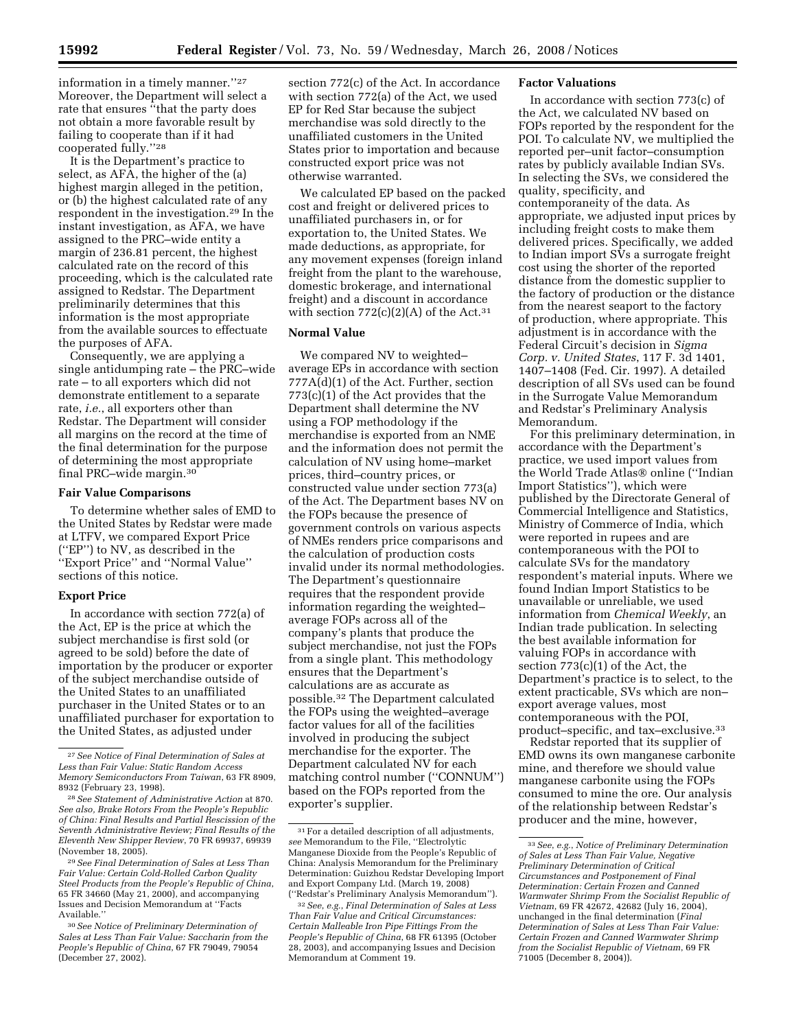information in a timely manner.''[27] Moreover, the Department will select a rate that ensures ''that the party does not obtain a more favorable result by failing to cooperate than if it had cooperated fully.''[28]

It is the Department's practice to select, as AFA, the higher of the (a) highest margin alleged in the petition, or (b) the highest calculated rate of any respondent in the investigation.[29] In the instant investigation, as AFA, we have assigned to the PRC–wide entity a margin of 236.81 percent, the highest calculated rate on the record of this proceeding, which is the calculated rate assigned to Redstar. The Department preliminarily determines that this information is the most appropriate from the available sources to effectuate the purposes of AFA.

Consequently, we are applying a single antidumping rate – the PRC–wide rate – to all exporters which did not demonstrate entitlement to a separate rate, *i.e.*, all exporters other than Redstar. The Department will consider all margins on the record at the time of the final determination for the purpose of determining the most appropriate final PRC–wide margin.[30]

### Fair Value Comparisons

To determine whether sales of EMD to the United States by Redstar were made at LTFV, we compared Export Price (''EP'') to NV, as described in the ''Export Price'' and ''Normal Value'' sections of this notice.

### Export Price

In accordance with section 772(a) of the Act, EP is the price at which the subject merchandise is first sold (or agreed to be sold) before the date of importation by the producer or exporter of the subject merchandise outside of the United States to an unaffiliated purchaser in the United States or to an unaffiliated purchaser for exportation to the United States, as adjusted under section 772(c) of the Act. In accordance with section 772(a) of the Act, we used EP for Red Star because the subject merchandise was sold directly to the unaffiliated customers in the United States prior to importation and because constructed export price was not otherwise warranted.

We calculated EP based on the packed cost and freight or delivered prices to unaffiliated purchasers in, or for exportation to, the United States. We made deductions, as appropriate, for any movement expenses (foreign inland freight from the plant to the warehouse, domestic brokerage, and international freight) and a discount in accordance with section 772(c)(2)(A) of the Act.[31]

### Normal Value

We compared NV to weighted–average EPs in accordance with section 777A(d)(1) of the Act. Further, section 773(c)(1) of the Act provides that the Department shall determine the NV using a FOP methodology if the merchandise is exported from an NME and the information does not permit the calculation of NV using home–market prices, third–country prices, or constructed value under section 773(a) of the Act. The Department bases NV on the FOPs because the presence of government controls on various aspects of NMEs renders price comparisons and the calculation of production costs invalid under its normal methodologies. The Department's questionnaire requires that the respondent provide information regarding the weighted–average FOPs across all of the company's plants that produce the subject merchandise, not just the FOPs from a single plant. This methodology ensures that the Department's calculations are as accurate as possible.[32] The Department calculated the FOPs using the weighted–average factor values for all of the facilities involved in producing the subject merchandise for the exporter. The Department calculated NV for each matching control number (''CONNUM'') based on the FOPs reported from the exporter's supplier.

### Factor Valuations

In accordance with section 773(c) of the Act, we calculated NV based on FOPs reported by the respondent for the POI. To calculate NV, we multiplied the reported per–unit factor–consumption rates by publicly available Indian SVs. In selecting the SVs, we considered the quality, specificity, and contemporaneity of the data. As appropriate, we adjusted input prices by including freight costs to make them delivered prices. Specifically, we added to Indian import SVs a surrogate freight cost using the shorter of the reported distance from the domestic supplier to the factory of production or the distance from the nearest seaport to the factory of production, where appropriate. This adjustment is in accordance with the Federal Circuit's decision in *Sigma Corp. v. United States*, 117 F. 3d 1401, 1407–1408 (Fed. Cir. 1997). A detailed description of all SVs used can be found in the Surrogate Value Memorandum and Redstar's Preliminary Analysis Memorandum.

For this preliminary determination, in accordance with the Department's practice, we used import values from the World Trade Atlas® online (''Indian Import Statistics''), which were published by the Directorate General of Commercial Intelligence and Statistics, Ministry of Commerce of India, which were reported in rupees and are contemporaneous with the POI to calculate SVs for the mandatory respondent's material inputs. Where we found Indian Import Statistics to be unavailable or unreliable, we used information from *Chemical Weekly*, an Indian trade publication. In selecting the best available information for valuing FOPs in accordance with section 773(c)(1) of the Act, the Department's practice is to select, to the extent practicable, SVs which are non–export average values, most contemporaneous with the POI, product–specific, and tax–exclusive.[33]

Redstar reported that its supplier of EMD owns its own manganese carbonite mine, and therefore we should value manganese carbonite using the FOPs consumed to mine the ore. Our analysis of the relationship between Redstar's producer and the mine, however,

---

[27] *See Notice of Final Determination of Sales at Less than Fair Value: Static Random Access Memory Semiconductors From Taiwan*, 63 FR 8909, 8932 (February 23, 1998).

[28] *See Statement of Administrative Action* at 870. *See also, Brake Rotors From the People's Republic of China: Final Results and Partial Rescission of the Seventh Administrative Review; Final Results of the Eleventh New Shipper Review*, 70 FR 69937, 69939 (November 18, 2005).

[29] *See Final Determination of Sales at Less Than Fair Value: Certain Cold-Rolled Carbon Quality Steel Products from the People's Republic of China*, 65 FR 34660 (May 21, 2000), and accompanying Issues and Decision Memorandum at ''Facts Available.''

[30] *See Notice of Preliminary Determination of Sales at Less Than Fair Value: Saccharin from the People's Republic of China*, 67 FR 79049, 79054 (December 27, 2002).

[31] For a detailed description of all adjustments, *see* Memorandum to the File, ''Electrolytic Manganese Dioxide from the People's Republic of China: Analysis Memorandum for the Preliminary Determination: Guizhou Redstar Developing Import and Export Company Ltd. (March 19, 2008) (''Redstar's Preliminary Analysis Memorandum'').

[32] *See, e.g., Final Determination of Sales at Less Than Fair Value and Critical Circumstances: Certain Malleable Iron Pipe Fittings From the People's Republic of China*, 68 FR 61395 (October 28, 2003), and accompanying Issues and Decision Memorandum at Comment 19.

[33] *See, e.g., Notice of Preliminary Determination of Sales at Less Than Fair Value, Negative Preliminary Determination of Critical Circumstances and Postponement of Final Determination: Certain Frozen and Canned Warmwater Shrimp From the Socialist Republic of Vietnam*, 69 FR 42672, 42682 (July 16, 2004), unchanged in the final determination (*Final Determination of Sales at Less Than Fair Value: Certain Frozen and Canned Warmwater Shrimp from the Socialist Republic of Vietnam*, 69 FR 71005 (December 8, 2004)).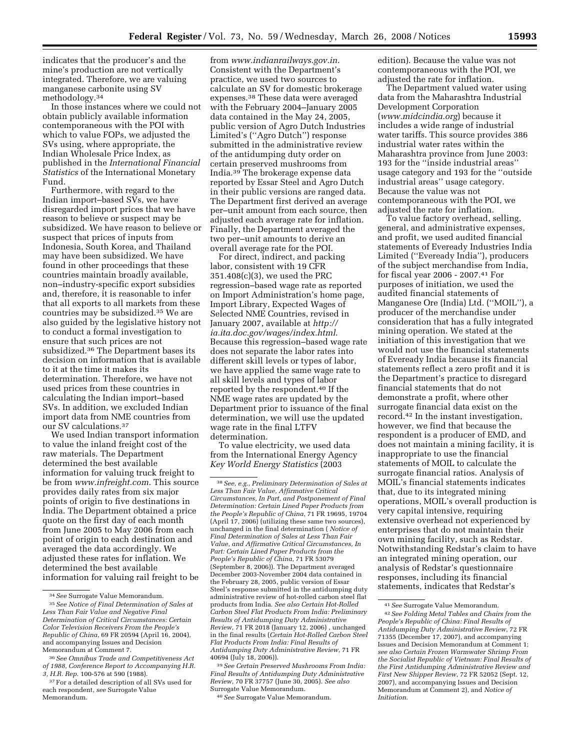indicates that the producer's and the mine's production are not vertically integrated. Therefore, we are valuing manganese carbonite using SV methodology.[34]

In those instances where we could not obtain publicly available information contemporaneous with the POI with which to value FOPs, we adjusted the SVs using, where appropriate, the Indian Wholesale Price Index, as published in the *International Financial Statistics* of the International Monetary Fund.

Furthermore, with regard to the Indian import–based SVs, we have disregarded import prices that we have reason to believe or suspect may be subsidized. We have reason to believe or suspect that prices of inputs from Indonesia, South Korea, and Thailand may have been subsidized. We have found in other proceedings that these countries maintain broadly available, non–industry-specific export subsidies and, therefore, it is reasonable to infer that all exports to all markets from these countries may be subsidized.[35] We are also guided by the legislative history not to conduct a formal investigation to ensure that such prices are not subsidized.[36] The Department bases its decision on information that is available to it at the time it makes its determination. Therefore, we have not used prices from these countries in calculating the Indian import–based SVs. In addition, we excluded Indian import data from NME countries from our SV calculations.[37]

We used Indian transport information to value the inland freight cost of the raw materials. The Department determined the best available information for valuing truck freight to be from *www.infreight.com*. This source provides daily rates from six major points of origin to five destinations in India. The Department obtained a price quote on the first day of each month from June 2005 to May 2006 from each point of origin to each destination and averaged the data accordingly. We adjusted these rates for inflation. We determined the best available information for valuing rail freight to be from *www.indianrailways.gov.in*. Consistent with the Department's practice, we used two sources to calculate an SV for domestic brokerage expenses.[38] These data were averaged with the February 2004–January 2005 data contained in the May 24, 2005, public version of Agro Dutch Industries Limited's (''Agro Dutch'') response submitted in the administrative review of the antidumping duty order on certain preserved mushrooms from India.[39] The brokerage expense data reported by Essar Steel and Agro Dutch in their public versions are ranged data. The Department first derived an average per–unit amount from each source, then adjusted each average rate for inflation. Finally, the Department averaged the two per–unit amounts to derive an overall average rate for the POI.

For direct, indirect, and packing labor, consistent with 19 CFR 351.408(c)(3), we used the PRC regression–based wage rate as reported on Import Administration's home page, Import Library, Expected Wages of Selected NME Countries, revised in January 2007, available at *http://ia.ita.doc.gov/wages/index.html*. Because this regression–based wage rate does not separate the labor rates into different skill levels or types of labor, we have applied the same wage rate to all skill levels and types of labor reported by the respondent.[40] If the NME wage rates are updated by the Department prior to issuance of the final determination, we will use the updated wage rate in the final LTFV determination.

To value electricity, we used data from the International Energy Agency *Key World Energy Statistics* (2003 edition). Because the value was not contemporaneous with the POI, we adjusted the rate for inflation.

The Department valued water using data from the Maharashtra Industrial Development Corporation (*www.midcindia.org*) because it includes a wide range of industrial water tariffs. This source provides 386 industrial water rates within the Maharashtra province from June 2003: 193 for the ''inside industrial areas'' usage category and 193 for the ''outside industrial areas'' usage category. Because the value was not contemporaneous with the POI, we adjusted the rate for inflation.

To value factory overhead, selling, general, and administrative expenses, and profit, we used audited financial statements of Eveready Industries India Limited (''Eveready India''), producers of the subject merchandise from India, for fiscal year 2006 - 2007.[41] For purposes of initiation, we used the audited financial statements of Manganese Ore (India) Ltd. (''MOIL''), a producer of the merchandise under consideration that has a fully integrated mining operation. We stated at the initiation of this investigation that we would not use the financial statements of Eveready India because its financial statements reflect a zero profit and it is the Department's practice to disregard financial statements that do not demonstrate a profit, where other surrogate financial data exist on the record.[42] In the instant investigation, however, we find that because the respondent is a producer of EMD, and does not maintain a mining facility, it is inappropriate to use the financial statements of MOIL to calculate the surrogate financial ratios. Analysis of MOIL's financial statements indicates that, due to its integrated mining operations, MOIL's overall production is very capital intensive, requiring extensive overhead not experienced by enterprises that do not maintain their own mining facility, such as Redstar. Notwithstanding Redstar's claim to have an integrated mining operation, our analysis of Redstar's questionnaire responses, including its financial statements, indicates that Redstar's

---

[34] *See* Surrogate Value Memorandum.

[35] *See Notice of Final Determination of Sales at Less Than Fair Value and Negative Final Determination of Critical Circumstances: Certain Color Television Receivers From the People's Republic of China*, 69 FR 20594 (April 16, 2004), and accompanying Issues and Decision Memorandum at Comment 7.

[36] *See Omnibus Trade and Competitiveness Act of 1988, Conference Report to Accompanying H.R. 3, H.R. Rep.* 100-576 at 590 (1988).

[37] For a detailed description of all SVs used for each respondent, *see* Surrogate Value Memorandum.

[38] *See, e.g., Preliminary Determination of Sales at Less Than Fair Value, Affirmative Critical Circumstances, In Part, and Postponement of Final Determination: Certain Lined Paper Products from the People's Republic of China*, 71 FR 19695, 19704 (April 17, 2006) (utilizing these same two sources), unchanged in the final determination ( *Notice of Final Determination of Sales at Less Than Fair Value, and Affirmative Critical Circumstances, In Part: Certain Lined Paper Products from the People's Republic of China*, 71 FR 53079 (September 8, 2006)). The Department averaged December 2003-November 2004 data contained in the February 28, 2005, public version of Essar Steel's response submitted in the antidumping duty administrative review of hot-rolled carbon steel flat products from India. *See also Certain Hot-Rolled Carbon Steel Flat Products From India: Preliminary Results of Antidumping Duty Administrative Review*, 71 FR 2018 (January 12, 2006) , unchanged in the final results (*Certain Hot-Rolled Carbon Steel Flat Products From India: Final Results of Antidumping Duty Administrative Review*, 71 FR 40694 (July 18, 2006)).

[39] *See Certain Preserved Mushrooms From India: Final Results of Antidumping Duty Administrative Review*, 70 FR 37757 (June 30, 2005). *See also* Surrogate Value Memorandum.

[40] *See* Surrogate Value Memorandum.

[41] *See* Surrogate Value Memorandum.

[42] *See Folding Metal Tables and Chairs from the People's Republic of China: Final Results of Antidumping Duty Administrative Review*, 72 FR 71355 (December 17, 2007), and accompanying Issues and Decision Memorandum at Comment 1; *see also Certain Frozen Warmwater Shrimp From the Socialist Republic of Vietnam: Final Results of the First Antidumping Administrative Review and First New Shipper Review*, 72 FR 52052 (Sept. 12, 2007), and accompanying Issues and Decision Memorandum at Comment 2), and *Notice of Initiation*.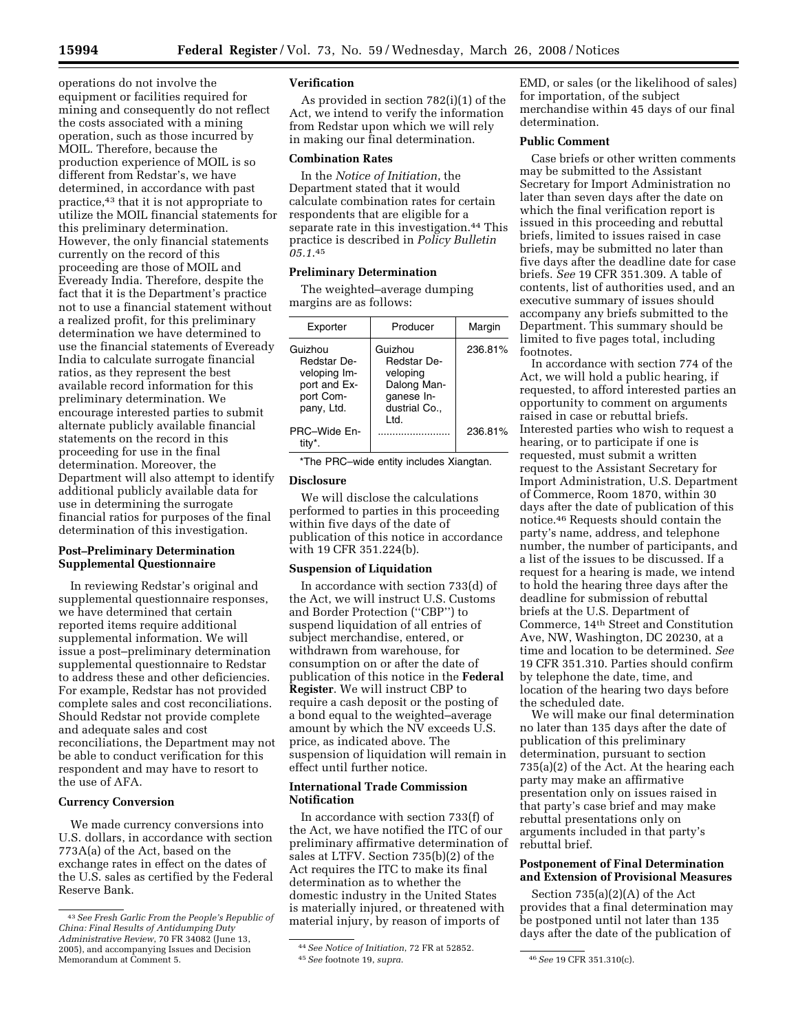operations do not involve the equipment or facilities required for mining and consequently do not reflect the costs associated with a mining operation, such as those incurred by MOIL. Therefore, because the production experience of MOIL is so different from Redstar's, we have determined, in accordance with past practice,[43] that it is not appropriate to utilize the MOIL financial statements for this preliminary determination. However, the only financial statements currently on the record of this proceeding are those of MOIL and Eveready India. Therefore, despite the fact that it is the Department's practice not to use a financial statement without a realized profit, for this preliminary determination we have determined to use the financial statements of Eveready India to calculate surrogate financial ratios, as they represent the best available record information for this preliminary determination. We encourage interested parties to submit alternate publicly available financial statements on the record in this proceeding for use in the final determination. Moreover, the Department will also attempt to identify additional publicly available data for use in determining the surrogate financial ratios for purposes of the final determination of this investigation.

**Post–Preliminary Determination Supplemental Questionnaire**

In reviewing Redstar's original and supplemental questionnaire responses, we have determined that certain reported items require additional supplemental information. We will issue a post–preliminary determination supplemental questionnaire to Redstar to address these and other deficiencies. For example, Redstar has not provided complete sales and cost reconciliations. Should Redstar not provide complete and adequate sales and cost reconciliations, the Department may not be able to conduct verification for this respondent and may have to resort to the use of AFA.

**Currency Conversion**

We made currency conversions into U.S. dollars, in accordance with section 773A(a) of the Act, based on the exchange rates in effect on the dates of the U.S. sales as certified by the Federal Reserve Bank.

**Verification**

As provided in section 782(i)(1) of the Act, we intend to verify the information from Redstar upon which we will rely in making our final determination.

**Combination Rates**

In the *Notice of Initiation*, the Department stated that it would calculate combination rates for certain respondents that are eligible for a separate rate in this investigation.[44] This practice is described in *Policy Bulletin 05.1*.[45]

**Preliminary Determination**

The weighted–average dumping margins are as follows:

| Exporter | Producer | Margin |
|---|---|---|
| Guizhou Redstar Developing Import and Export Company, Ltd. | Guizhou Redstar Developing Dalong Manganese Industrial Co., Ltd. | 236.81% |
| PRC–Wide Entity*. | ........................ | 236.81% |

*The PRC–wide entity includes Xiangtan.

**Disclosure**

We will disclose the calculations performed to parties in this proceeding within five days of the date of publication of this notice in accordance with 19 CFR 351.224(b).

**Suspension of Liquidation**

In accordance with section 733(d) of the Act, we will instruct U.S. Customs and Border Protection ("CBP") to suspend liquidation of all entries of subject merchandise, entered, or withdrawn from warehouse, for consumption on or after the date of publication of this notice in the **Federal Register**. We will instruct CBP to require a cash deposit or the posting of a bond equal to the weighted–average amount by which the NV exceeds U.S. price, as indicated above. The suspension of liquidation will remain in effect until further notice.

**International Trade Commission Notification**

In accordance with section 733(f) of the Act, we have notified the ITC of our preliminary affirmative determination of sales at LTFV. Section 735(b)(2) of the Act requires the ITC to make its final determination as to whether the domestic industry in the United States is materially injured, or threatened with material injury, by reason of imports of EMD, or sales (or the likelihood of sales) for importation, of the subject merchandise within 45 days of our final determination.

**Public Comment**

Case briefs or other written comments may be submitted to the Assistant Secretary for Import Administration no later than seven days after the date on which the final verification report is issued in this proceeding and rebuttal briefs, limited to issues raised in case briefs, may be submitted no later than five days after the deadline date for case briefs. *See* 19 CFR 351.309. A table of contents, list of authorities used, and an executive summary of issues should accompany any briefs submitted to the Department. This summary should be limited to five pages total, including footnotes.

In accordance with section 774 of the Act, we will hold a public hearing, if requested, to afford interested parties an opportunity to comment on arguments raised in case or rebuttal briefs. Interested parties who wish to request a hearing, or to participate if one is requested, must submit a written request to the Assistant Secretary for Import Administration, U.S. Department of Commerce, Room 1870, within 30 days after the date of publication of this notice.[46] Requests should contain the party's name, address, and telephone number, the number of participants, and a list of the issues to be discussed. If a request for a hearing is made, we intend to hold the hearing three days after the deadline for submission of rebuttal briefs at the U.S. Department of Commerce, 14th Street and Constitution Ave, NW, Washington, DC 20230, at a time and location to be determined. *See* 19 CFR 351.310. Parties should confirm by telephone the date, time, and location of the hearing two days before the scheduled date.

We will make our final determination no later than 135 days after the date of publication of this preliminary determination, pursuant to section 735(a)(2) of the Act. At the hearing each party may make an affirmative presentation only on issues raised in that party's case brief and may make rebuttal presentations only on arguments included in that party's rebuttal brief.

**Postponement of Final Determination and Extension of Provisional Measures**

Section 735(a)(2)(A) of the Act provides that a final determination may be postponed until not later than 135 days after the date of the publication of

[43] *See Fresh Garlic From the People's Republic of China: Final Results of Antidumping Duty Administrative Review*, 70 FR 34082 (June 13, 2005), and accompanying Issues and Decision Memorandum at Comment 5.

[44] *See Notice of Initiation*, 72 FR at 52852.

[45] *See* footnote 19, *supra*.

[46] *See* 19 CFR 351.310(c).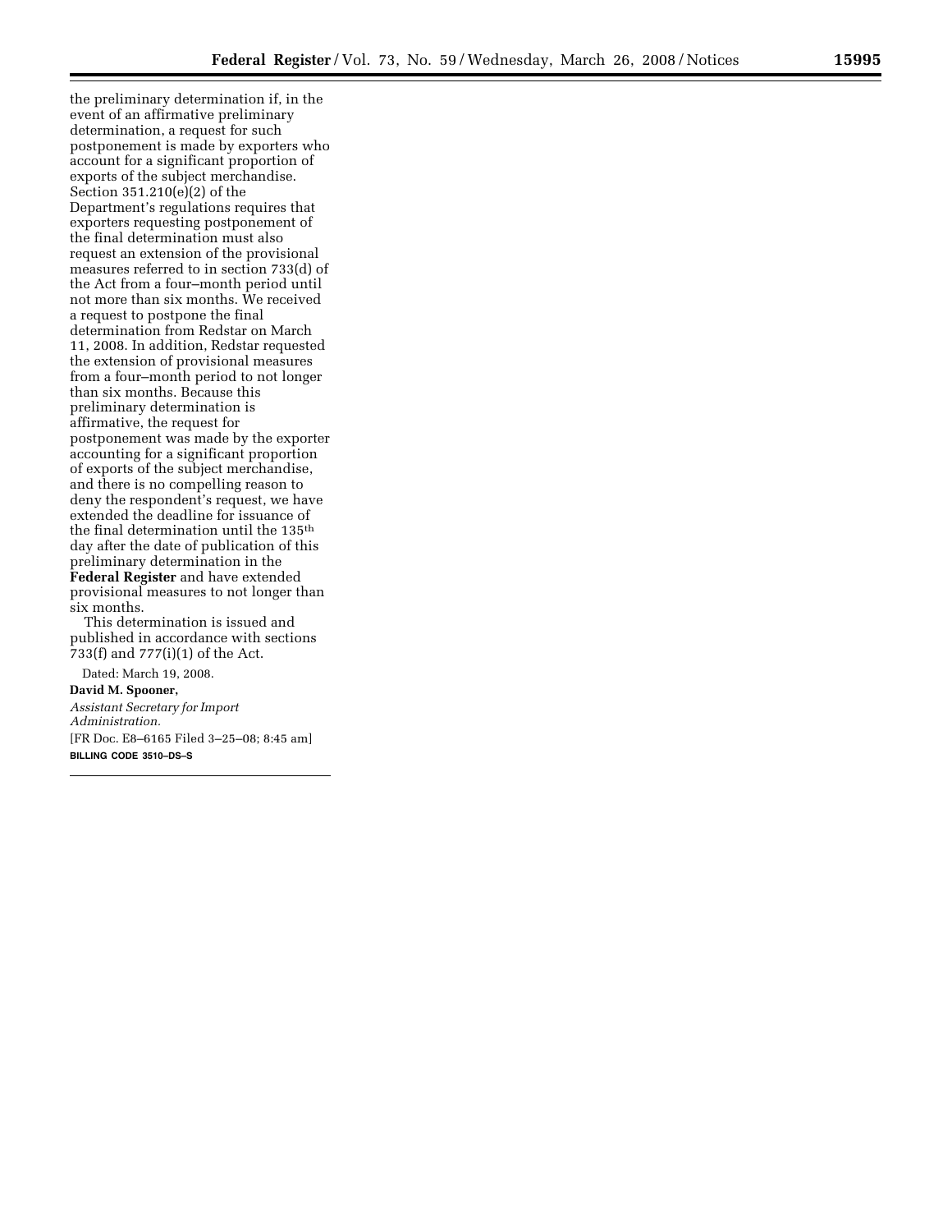the preliminary determination if, in the event of an affirmative preliminary determination, a request for such postponement is made by exporters who account for a significant proportion of exports of the subject merchandise. Section 351.210(e)(2) of the Department's regulations requires that exporters requesting postponement of the final determination must also request an extension of the provisional measures referred to in section 733(d) of the Act from a four–month period until not more than six months. We received a request to postpone the final determination from Redstar on March 11, 2008. In addition, Redstar requested the extension of provisional measures from a four–month period to not longer than six months. Because this preliminary determination is affirmative, the request for postponement was made by the exporter accounting for a significant proportion of exports of the subject merchandise, and there is no compelling reason to deny the respondent's request, we have extended the deadline for issuance of the final determination until the 135th day after the date of publication of this preliminary determination in the **Federal Register** and have extended provisional measures to not longer than six months.

This determination is issued and published in accordance with sections 733(f) and 777(i)(1) of the Act.

Dated: March 19, 2008.

**David M. Spooner,**

*Assistant Secretary for Import Administration.*

[FR Doc. E8–6165 Filed 3–25–08; 8:45 am]

**BILLING CODE 3510–DS–S**